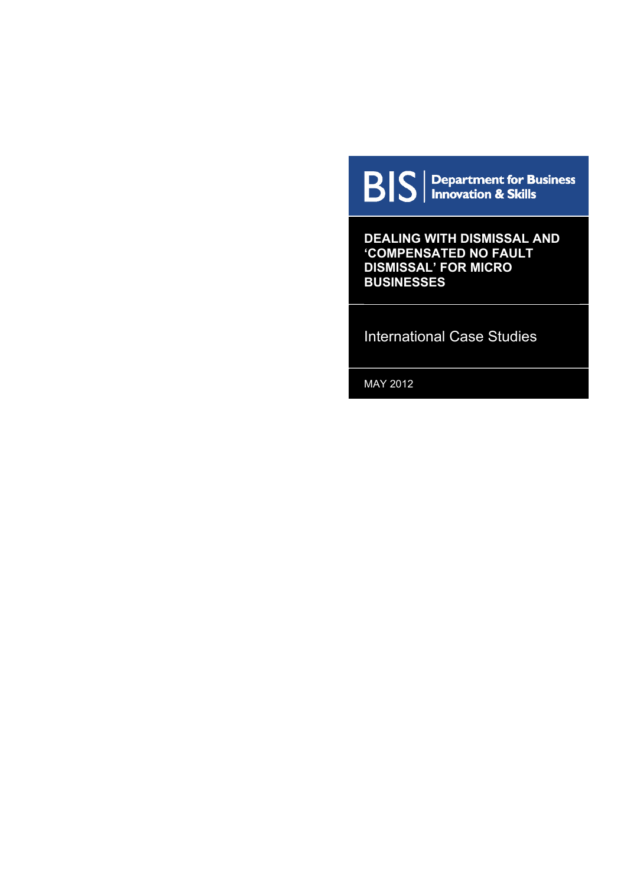BIS | Department for Business Innovation & Skills

# DEALING WITH DISMISSAL AND 'COMPENSATED NO FAULT DISMISSAL' FOR MICRO BUSINESSES

## International Case Studies

MAY 2012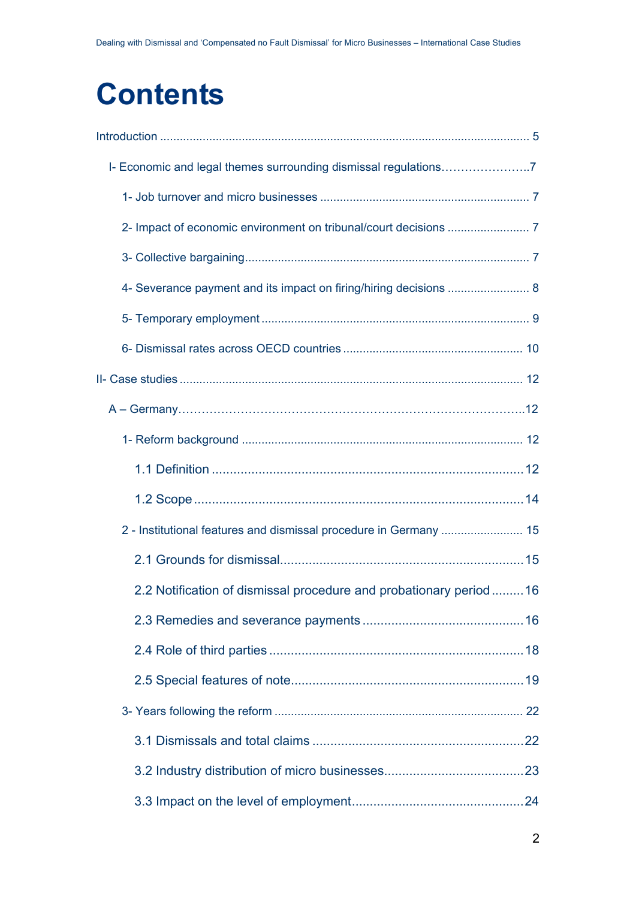# Contents

Introduction ........................................................................................................... 5

I- Economic and legal themes surrounding dismissal regulations…………………..7

1- Job turnover and micro businesses ............................................................... 7

2- Impact of economic environment on tribunal/court decisions ......................... 7

3- Collective bargaining...................................................................................... 7

4- Severance payment and its impact on firing/hiring decisions ......................... 8

5- Temporary employment ................................................................................. 9

6- Dismissal rates across OECD countries ...................................................... 10

II- Case studies ...................................................................................................... 12

A – Germany……………………………………………………………………………..12

1- Reform background ..................................................................................... 12

1.1 Definition ....................................................................................... 12

1.2 Scope ............................................................................................ 14

2 - Institutional features and dismissal procedure in Germany ......................... 15

2.1 Grounds for dismissal.................................................................... 15

2.2 Notification of dismissal procedure and probationary period ......... 16

2.3 Remedies and severance payments ............................................. 16

2.4 Role of third parties ....................................................................... 18

2.5 Special features of note................................................................. 19

3- Years following the reform ........................................................................... 22

3.1 Dismissals and total claims ........................................................... 22

3.2 Industry distribution of micro businesses....................................... 23

3.3 Impact on the level of employment................................................ 24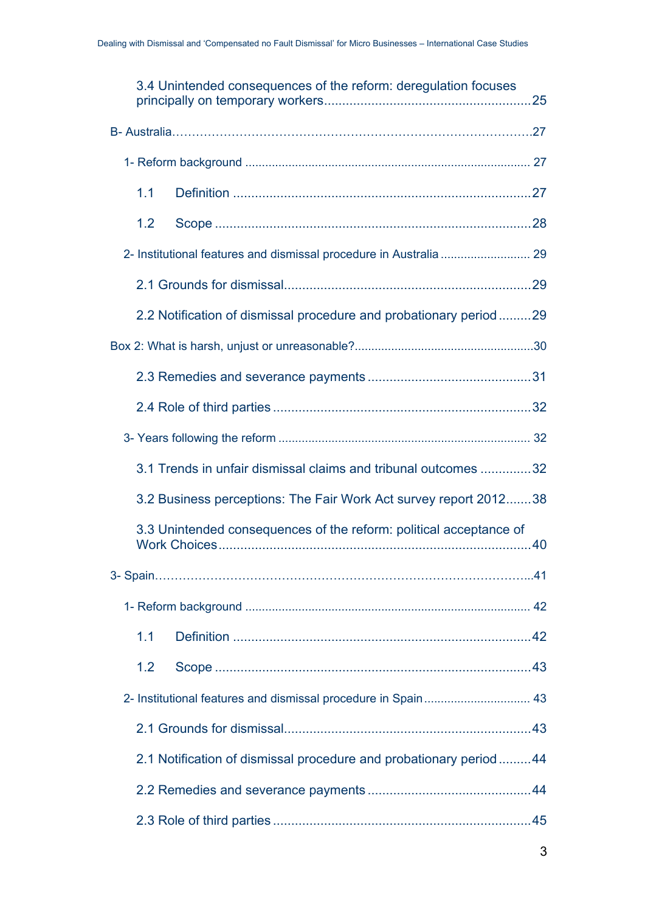3.4 Unintended consequences of the reform: deregulation focuses principally on temporary workers........................................................25

B- Australia……………………………………………………………………………….27

1- Reform background .................................................................................... 27

1.1 Definition .................................................................................27

1.2 Scope ......................................................................................28

2- Institutional features and dismissal procedure in Australia ........................... 29

2.1 Grounds for dismissal...................................................................29

2.2 Notification of dismissal procedure and probationary period .........29

Box 2: What is harsh, unjust or unreasonable?.....................................................30

2.3 Remedies and severance payments .............................................31

2.4 Role of third parties ......................................................................32

3- Years following the reform .......................................................................... 32

3.1 Trends in unfair dismissal claims and tribunal outcomes ..............32

3.2 Business perceptions: The Fair Work Act survey report 2012.......38

3.3 Unintended consequences of the reform: political acceptance of Work Choices.....................................................................................40

3- Spain…………………………………………………………………………………..41

1- Reform background .................................................................................... 42

1.1 Definition .................................................................................42

1.2 Scope ......................................................................................43

2- Institutional features and dismissal procedure in Spain ................................ 43

2.1 Grounds for dismissal...................................................................43

2.1 Notification of dismissal procedure and probationary period .........44

2.2 Remedies and severance payments .............................................44

2.3 Role of third parties ......................................................................45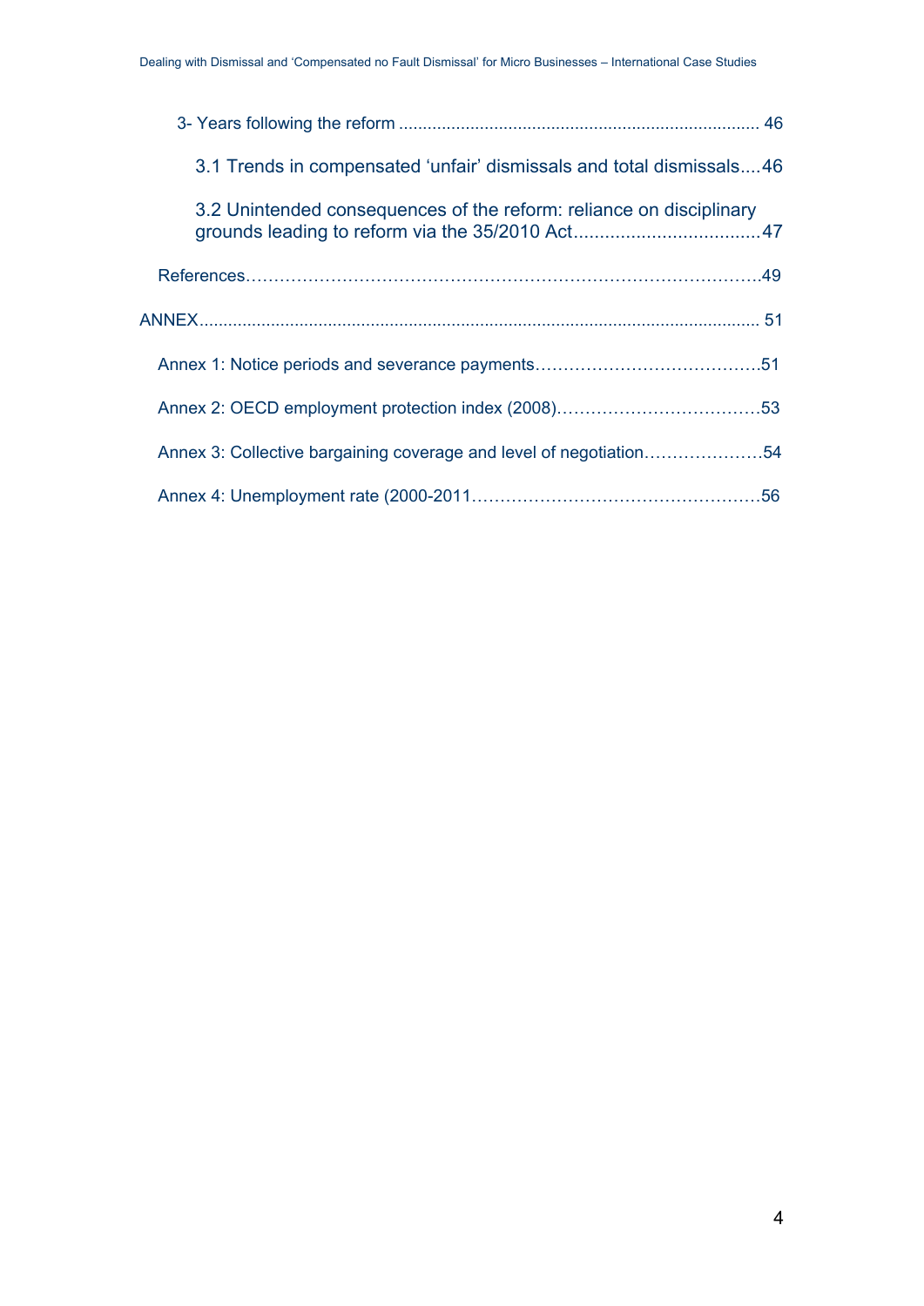3- Years following the reform ........................................................................... 46

3.1 Trends in compensated ‘unfair’ dismissals and total dismissals....46

3.2 Unintended consequences of the reform: reliance on disciplinary grounds leading to reform via the 35/2010 Act....................................47

References……………………………………………………………………………….49

ANNEX.................................................................................................................... 51

Annex 1: Notice periods and severance payments………………………………….51

Annex 2: OECD employment protection index (2008)………………………………53

Annex 3: Collective bargaining coverage and level of negotiation…………………54

Annex 4: Unemployment rate (2000-2011……………………………………………56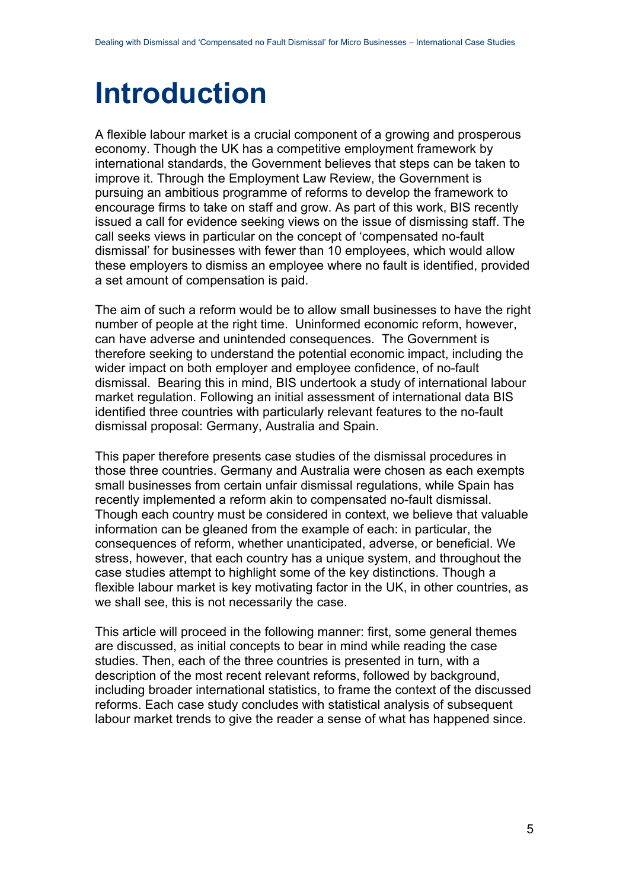# Introduction

A flexible labour market is a crucial component of a growing and prosperous economy. Though the UK has a competitive employment framework by international standards, the Government believes that steps can be taken to improve it. Through the Employment Law Review, the Government is pursuing an ambitious programme of reforms to develop the framework to encourage firms to take on staff and grow. As part of this work, BIS recently issued a call for evidence seeking views on the issue of dismissing staff. The call seeks views in particular on the concept of 'compensated no-fault dismissal' for businesses with fewer than 10 employees, which would allow these employers to dismiss an employee where no fault is identified, provided a set amount of compensation is paid.

The aim of such a reform would be to allow small businesses to have the right number of people at the right time. Uninformed economic reform, however, can have adverse and unintended consequences. The Government is therefore seeking to understand the potential economic impact, including the wider impact on both employer and employee confidence, of no-fault dismissal. Bearing this in mind, BIS undertook a study of international labour market regulation. Following an initial assessment of international data BIS identified three countries with particularly relevant features to the no-fault dismissal proposal: Germany, Australia and Spain.

This paper therefore presents case studies of the dismissal procedures in those three countries. Germany and Australia were chosen as each exempts small businesses from certain unfair dismissal regulations, while Spain has recently implemented a reform akin to compensated no-fault dismissal. Though each country must be considered in context, we believe that valuable information can be gleaned from the example of each: in particular, the consequences of reform, whether unanticipated, adverse, or beneficial. We stress, however, that each country has a unique system, and throughout the case studies attempt to highlight some of the key distinctions. Though a flexible labour market is key motivating factor in the UK, in other countries, as we shall see, this is not necessarily the case.

This article will proceed in the following manner: first, some general themes are discussed, as initial concepts to bear in mind while reading the case studies. Then, each of the three countries is presented in turn, with a description of the most recent relevant reforms, followed by background, including broader international statistics, to frame the context of the discussed reforms. Each case study concludes with statistical analysis of subsequent labour market trends to give the reader a sense of what has happened since.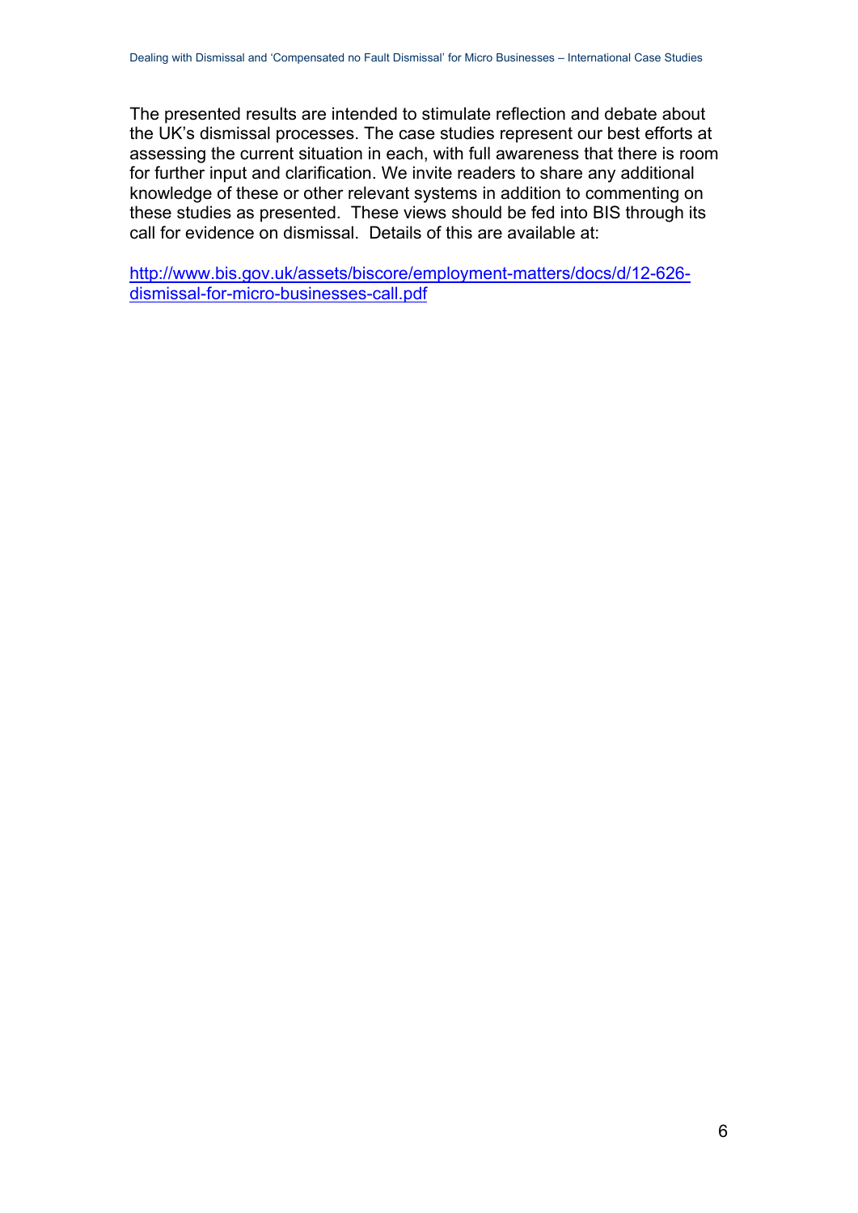The presented results are intended to stimulate reflection and debate about the UK's dismissal processes. The case studies represent our best efforts at assessing the current situation in each, with full awareness that there is room for further input and clarification. We invite readers to share any additional knowledge of these or other relevant systems in addition to commenting on these studies as presented. These views should be fed into BIS through its call for evidence on dismissal. Details of this are available at:

[http://www.bis.gov.uk/assets/biscore/employment-matters/docs/d/12-626-dismissal-for-micro-businesses-call.pdf](http://www.bis.gov.uk/assets/biscore/employment-matters/docs/d/12-626-dismissal-for-micro-businesses-call.pdf)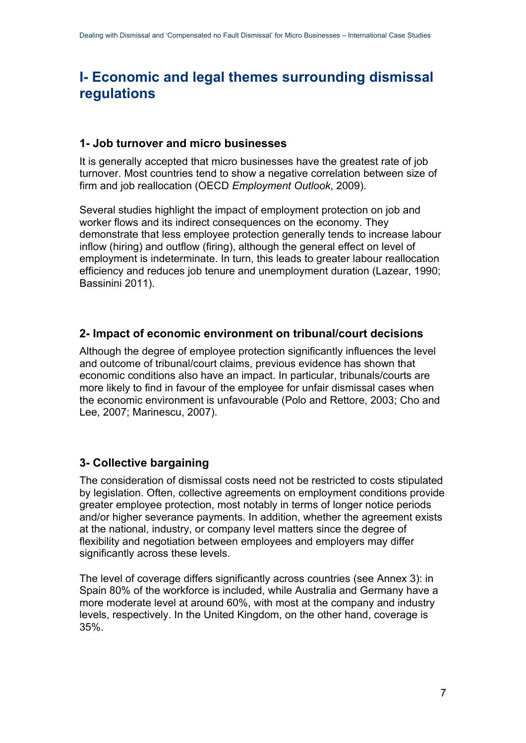# I- Economic and legal themes surrounding dismissal regulations

## 1- Job turnover and micro businesses

It is generally accepted that micro businesses have the greatest rate of job turnover. Most countries tend to show a negative correlation between size of firm and job reallocation (OECD *Employment Outlook*, 2009).

Several studies highlight the impact of employment protection on job and worker flows and its indirect consequences on the economy. They demonstrate that less employee protection generally tends to increase labour inflow (hiring) and outflow (firing), although the general effect on level of employment is indeterminate. In turn, this leads to greater labour reallocation efficiency and reduces job tenure and unemployment duration (Lazear, 1990; Bassinini 2011).

## 2- Impact of economic environment on tribunal/court decisions

Although the degree of employee protection significantly influences the level and outcome of tribunal/court claims, previous evidence has shown that economic conditions also have an impact. In particular, tribunals/courts are more likely to find in favour of the employee for unfair dismissal cases when the economic environment is unfavourable (Polo and Rettore, 2003; Cho and Lee, 2007; Marinescu, 2007).

## 3- Collective bargaining

The consideration of dismissal costs need not be restricted to costs stipulated by legislation. Often, collective agreements on employment conditions provide greater employee protection, most notably in terms of longer notice periods and/or higher severance payments. In addition, whether the agreement exists at the national, industry, or company level matters since the degree of flexibility and negotiation between employees and employers may differ significantly across these levels.

The level of coverage differs significantly across countries (see Annex 3): in Spain 80% of the workforce is included, while Australia and Germany have a more moderate level at around 60%, with most at the company and industry levels, respectively. In the United Kingdom, on the other hand, coverage is 35%.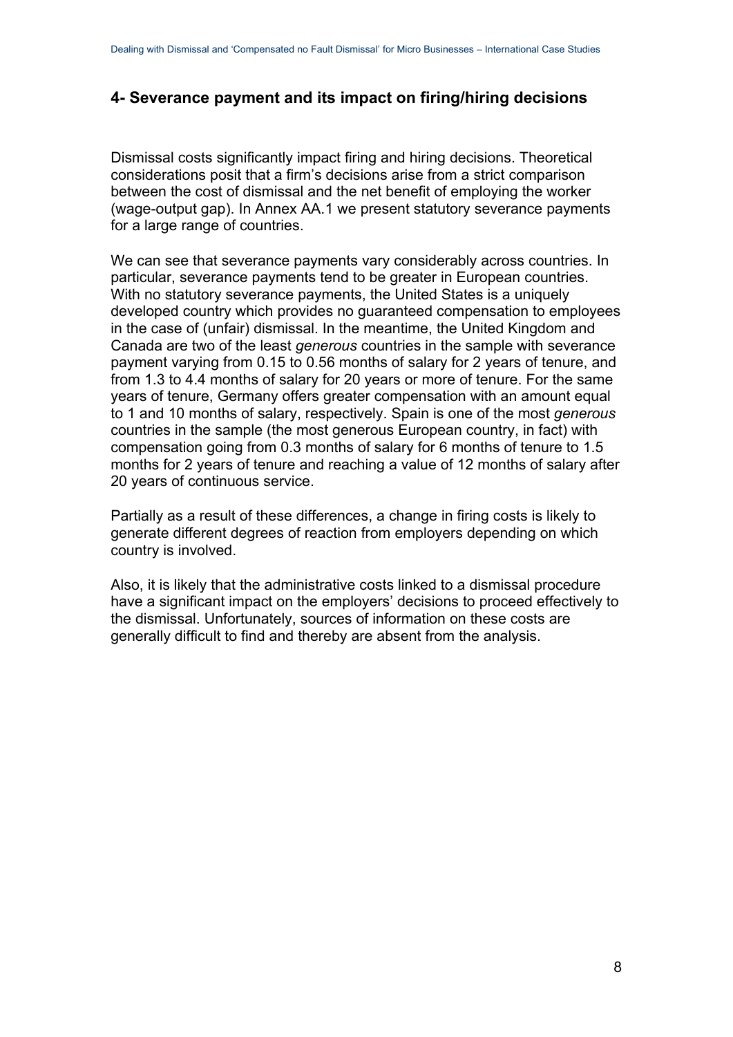## 4- Severance payment and its impact on firing/hiring decisions

Dismissal costs significantly impact firing and hiring decisions. Theoretical considerations posit that a firm's decisions arise from a strict comparison between the cost of dismissal and the net benefit of employing the worker (wage-output gap). In Annex AA.1 we present statutory severance payments for a large range of countries.

We can see that severance payments vary considerably across countries. In particular, severance payments tend to be greater in European countries. With no statutory severance payments, the United States is a uniquely developed country which provides no guaranteed compensation to employees in the case of (unfair) dismissal. In the meantime, the United Kingdom and Canada are two of the least *generous* countries in the sample with severance payment varying from 0.15 to 0.56 months of salary for 2 years of tenure, and from 1.3 to 4.4 months of salary for 20 years or more of tenure. For the same years of tenure, Germany offers greater compensation with an amount equal to 1 and 10 months of salary, respectively. Spain is one of the most *generous* countries in the sample (the most generous European country, in fact) with compensation going from 0.3 months of salary for 6 months of tenure to 1.5 months for 2 years of tenure and reaching a value of 12 months of salary after 20 years of continuous service.

Partially as a result of these differences, a change in firing costs is likely to generate different degrees of reaction from employers depending on which country is involved.

Also, it is likely that the administrative costs linked to a dismissal procedure have a significant impact on the employers' decisions to proceed effectively to the dismissal. Unfortunately, sources of information on these costs are generally difficult to find and thereby are absent from the analysis.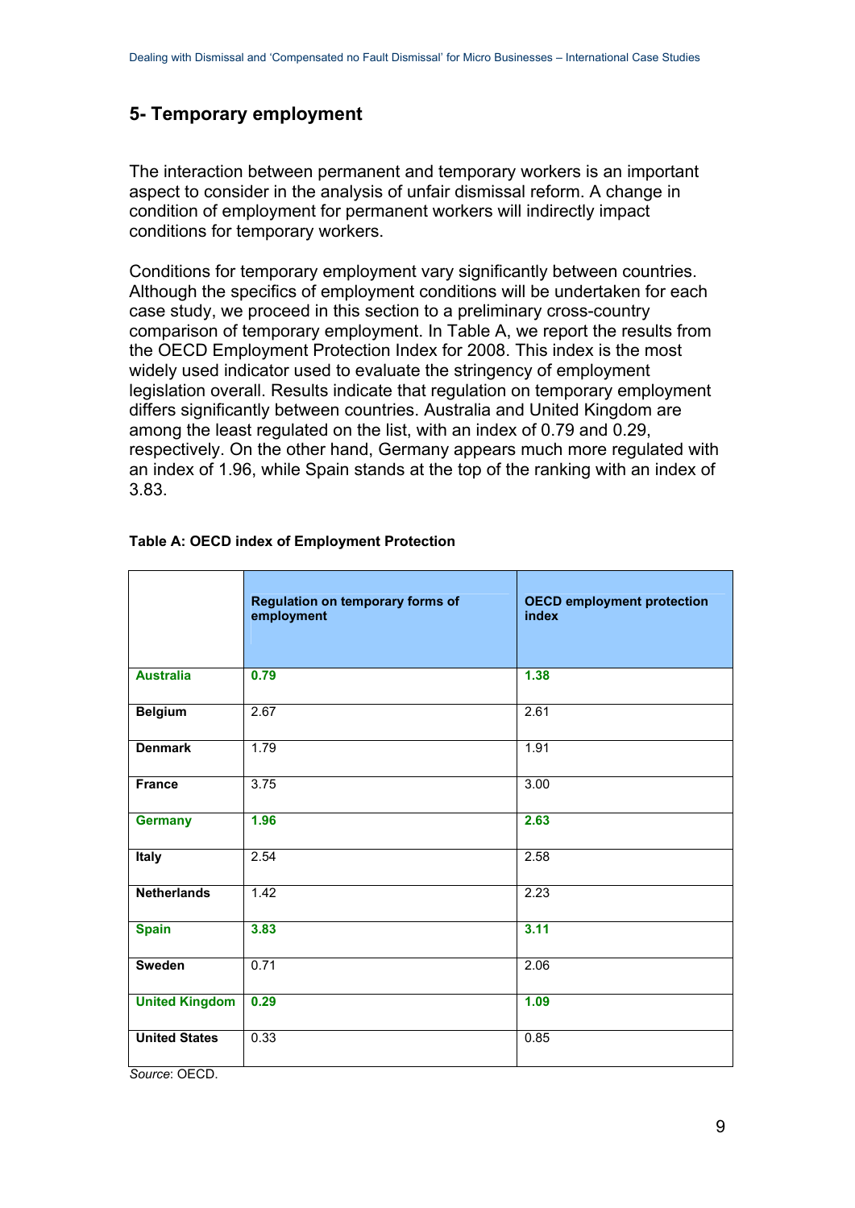## 5- Temporary employment

The interaction between permanent and temporary workers is an important aspect to consider in the analysis of unfair dismissal reform. A change in condition of employment for permanent workers will indirectly impact conditions for temporary workers.

Conditions for temporary employment vary significantly between countries. Although the specifics of employment conditions will be undertaken for each case study, we proceed in this section to a preliminary cross-country comparison of temporary employment. In Table A, we report the results from the OECD Employment Protection Index for 2008. This index is the most widely used indicator used to evaluate the stringency of employment legislation overall. Results indicate that regulation on temporary employment differs significantly between countries. Australia and United Kingdom are among the least regulated on the list, with an index of 0.79 and 0.29, respectively. On the other hand, Germany appears much more regulated with an index of 1.96, while Spain stands at the top of the ranking with an index of 3.83.

**Table A: OECD index of Employment Protection**

| | Regulation on temporary forms of employment | OECD employment protection index |
|---|---|---|
| **Australia** | **0.79** | **1.38** |
| **Belgium** | 2.67 | 2.61 |
| **Denmark** | 1.79 | 1.91 |
| **France** | 3.75 | 3.00 |
| **Germany** | **1.96** | **2.63** |
| **Italy** | 2.54 | 2.58 |
| **Netherlands** | 1.42 | 2.23 |
| **Spain** | **3.83** | **3.11** |
| **Sweden** | 0.71 | 2.06 |
| **United Kingdom** | **0.29** | **1.09** |
| **United States** | 0.33 | 0.85 |

*Source*: OECD.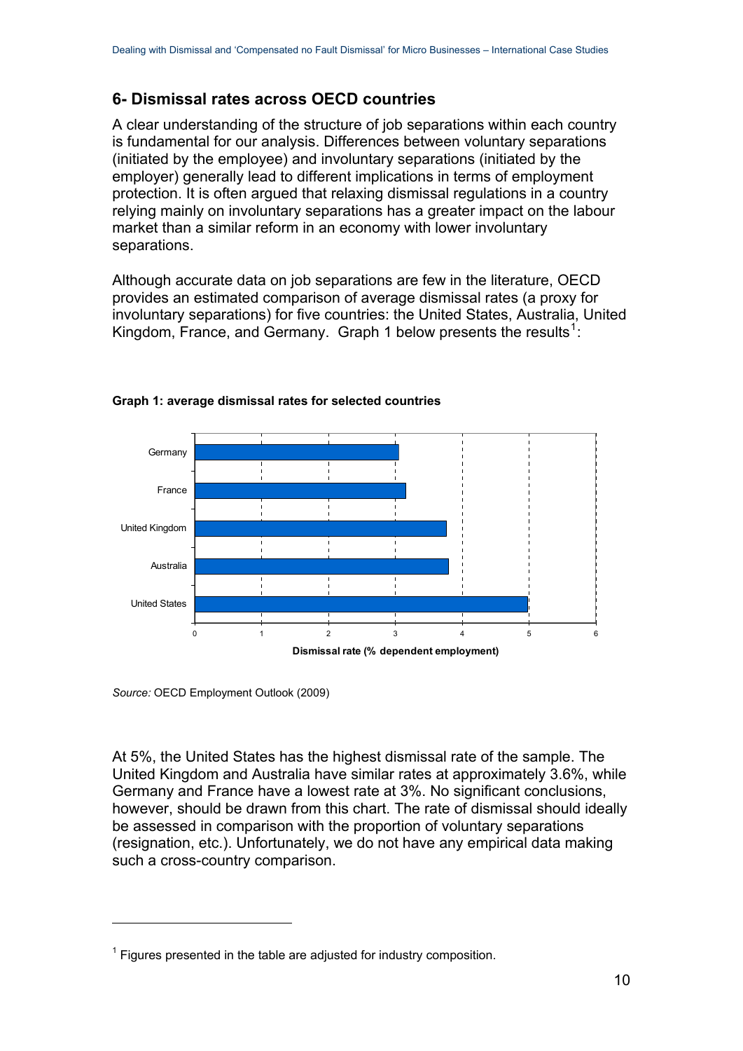## 6- Dismissal rates across OECD countries

A clear understanding of the structure of job separations within each country is fundamental for our analysis. Differences between voluntary separations (initiated by the employee) and involuntary separations (initiated by the employer) generally lead to different implications in terms of employment protection. It is often argued that relaxing dismissal regulations in a country relying mainly on involuntary separations has a greater impact on the labour market than a similar reform in an economy with lower involuntary separations.

Although accurate data on job separations are few in the literature, OECD provides an estimated comparison of average dismissal rates (a proxy for involuntary separations) for five countries: the United States, Australia, United Kingdom, France, and Germany. Graph 1 below presents the results[1]:

**Graph 1: average dismissal rates for selected countries**

*Source:* OECD Employment Outlook (2009)

At 5%, the United States has the highest dismissal rate of the sample. The United Kingdom and Australia have similar rates at approximately 3.6%, while Germany and France have a lowest rate at 3%. No significant conclusions, however, should be drawn from this chart. The rate of dismissal should ideally be assessed in comparison with the proportion of voluntary separations (resignation, etc.). Unfortunately, we do not have any empirical data making such a cross-country comparison.

---

[1] Figures presented in the table are adjusted for industry composition.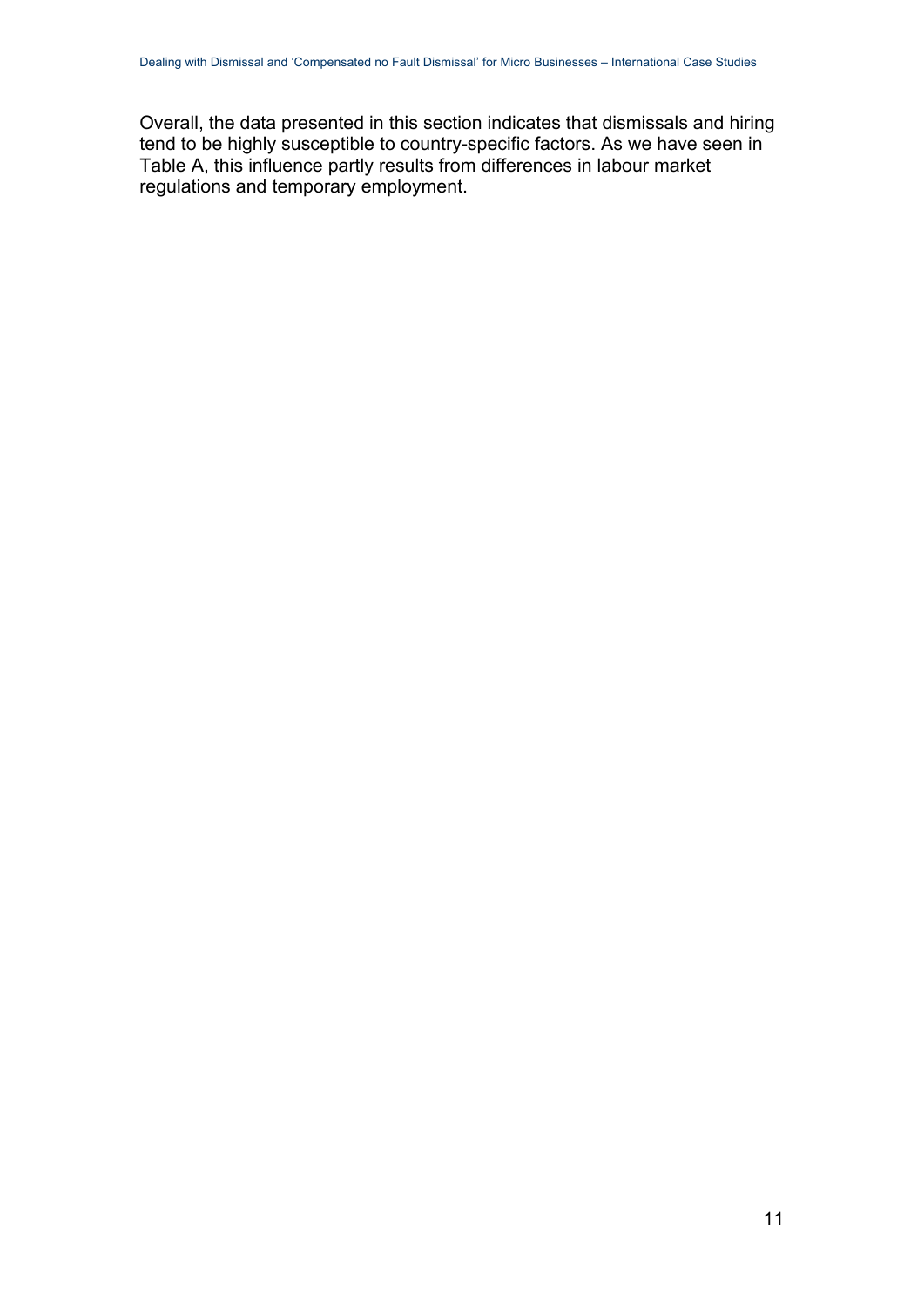Overall, the data presented in this section indicates that dismissals and hiring tend to be highly susceptible to country-specific factors. As we have seen in Table A, this influence partly results from differences in labour market regulations and temporary employment.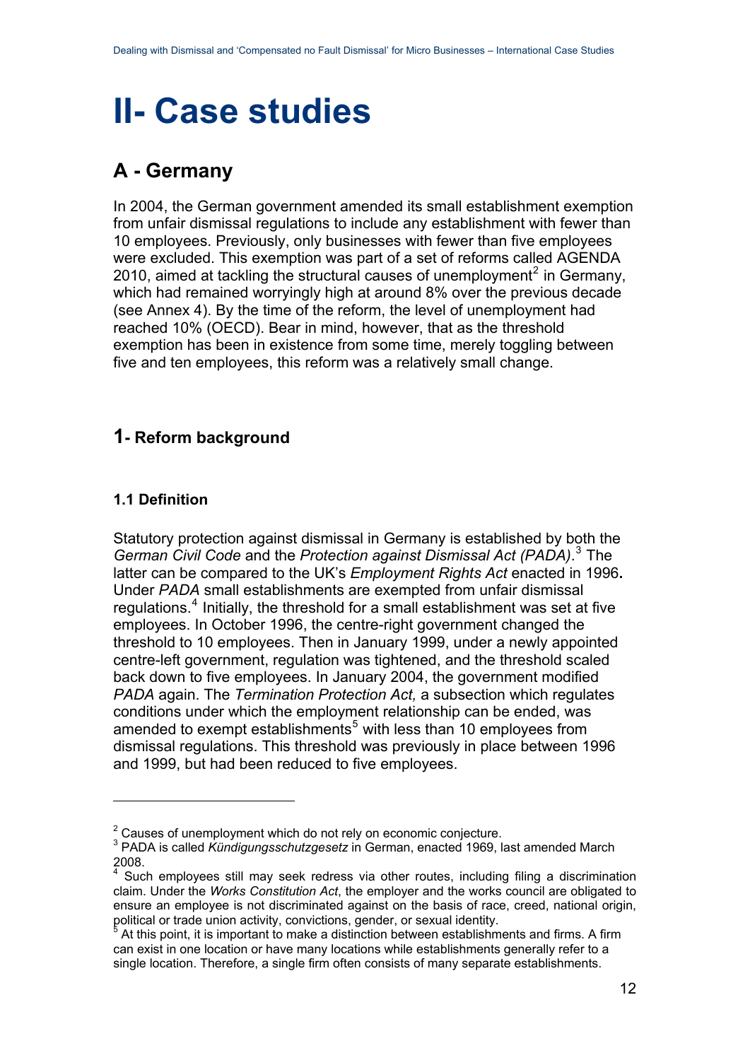# II- Case studies

## A - Germany

In 2004, the German government amended its small establishment exemption from unfair dismissal regulations to include any establishment with fewer than 10 employees. Previously, only businesses with fewer than five employees were excluded. This exemption was part of a set of reforms called AGENDA 2010, aimed at tackling the structural causes of unemployment[2] in Germany, which had remained worryingly high at around 8% over the previous decade (see Annex 4). By the time of the reform, the level of unemployment had reached 10% (OECD). Bear in mind, however, that as the threshold exemption has been in existence from some time, merely toggling between five and ten employees, this reform was a relatively small change.

### 1- Reform background

#### 1.1 Definition

Statutory protection against dismissal in Germany is established by both the *German Civil Code* and the *Protection against Dismissal Act (PADA)*.[3] The latter can be compared to the UK's *Employment Rights Act* enacted in 1996**.** Under *PADA* small establishments are exempted from unfair dismissal regulations.[4] Initially, the threshold for a small establishment was set at five employees. In October 1996, the centre-right government changed the threshold to 10 employees. Then in January 1999, under a newly appointed centre-left government, regulation was tightened, and the threshold scaled back down to five employees. In January 2004, the government modified *PADA* again. The *Termination Protection Act,* a subsection which regulates conditions under which the employment relationship can be ended, was amended to exempt establishments[5] with less than 10 employees from dismissal regulations. This threshold was previously in place between 1996 and 1999, but had been reduced to five employees.

---

[2] Causes of unemployment which do not rely on economic conjecture.

[3] PADA is called *Kündigungsschutzgesetz* in German, enacted 1969, last amended March 2008.

[4] Such employees still may seek redress via other routes, including filing a discrimination claim. Under the *Works Constitution Act*, the employer and the works council are obligated to ensure an employee is not discriminated against on the basis of race, creed, national origin, political or trade union activity, convictions, gender, or sexual identity.

[5] At this point, it is important to make a distinction between establishments and firms. A firm can exist in one location or have many locations while establishments generally refer to a single location. Therefore, a single firm often consists of many separate establishments.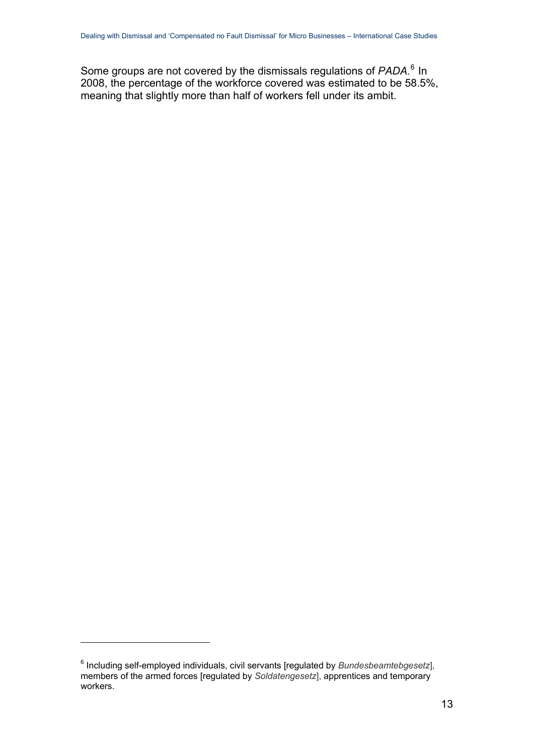Some groups are not covered by the dismissals regulations of *PADA.*[6] In 2008, the percentage of the workforce covered was estimated to be 58.5%, meaning that slightly more than half of workers fell under its ambit.

---

[6] Including self-employed individuals, civil servants [regulated by *Bundesbeamtebgesetz*], members of the armed forces [regulated by *Soldatengesetz*], apprentices and temporary workers.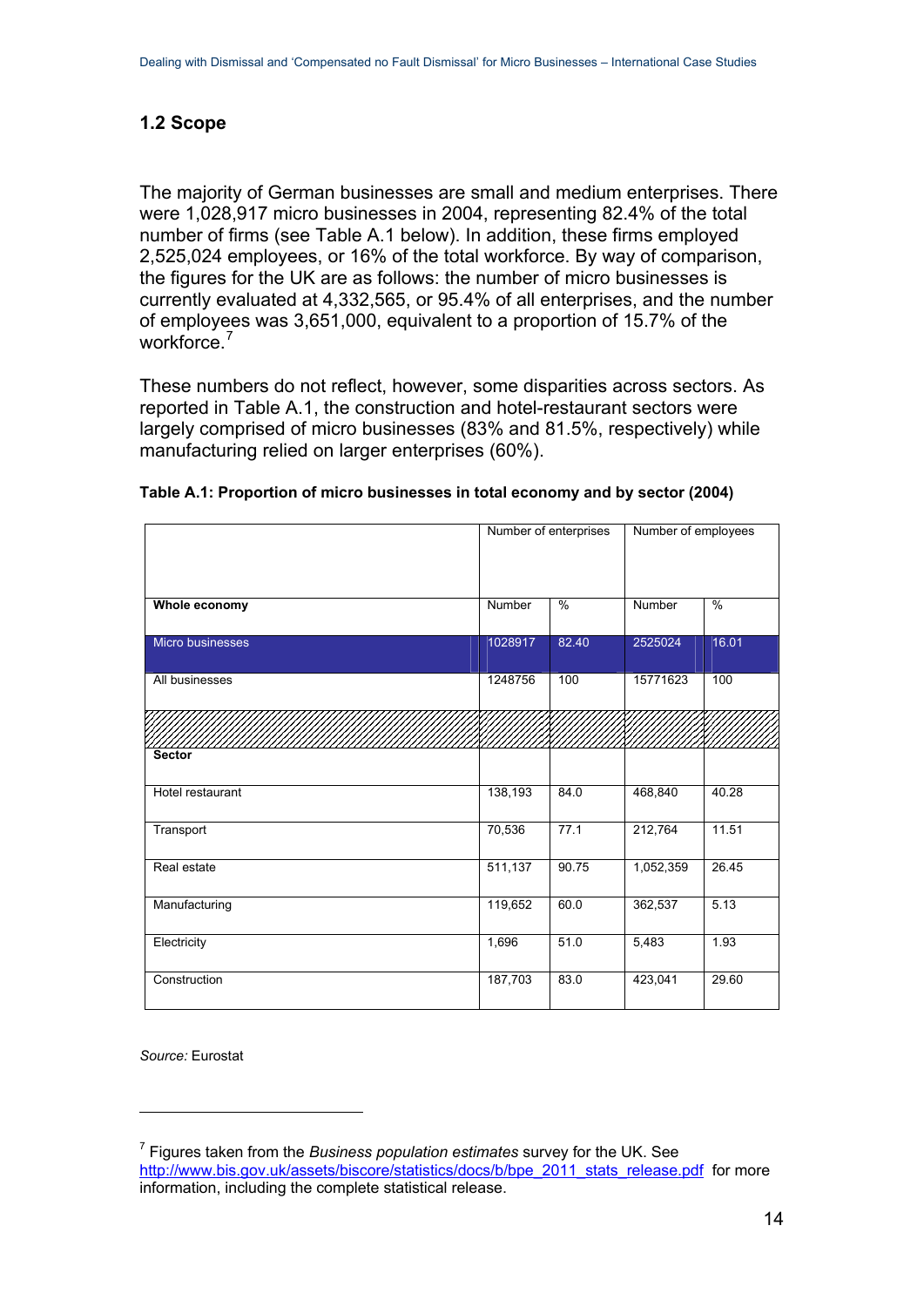## 1.2 Scope

The majority of German businesses are small and medium enterprises. There were 1,028,917 micro businesses in 2004, representing 82.4% of the total number of firms (see Table A.1 below). In addition, these firms employed 2,525,024 employees, or 16% of the total workforce. By way of comparison, the figures for the UK are as follows: the number of micro businesses is currently evaluated at 4,332,565, or 95.4% of all enterprises, and the number of employees was 3,651,000, equivalent to a proportion of 15.7% of the workforce.[7]

These numbers do not reflect, however, some disparities across sectors. As reported in Table A.1, the construction and hotel-restaurant sectors were largely comprised of micro businesses (83% and 81.5%, respectively) while manufacturing relied on larger enterprises (60%).

**Table A.1: Proportion of micro businesses in total economy and by sector (2004)**

| | Number of enterprises | | Number of employees | |
|---|---|---|---|---|
| **Whole economy** | Number | % | Number | % |
| Micro businesses | 1028917 | 82.40 | 2525024 | 16.01 |
| All businesses | 1248756 | 100 | 15771623 | 100 |
| | | | | |
| **Sector** | | | | |
| Hotel restaurant | 138,193 | 84.0 | 468,840 | 40.28 |
| Transport | 70,536 | 77.1 | 212,764 | 11.51 |
| Real estate | 511,137 | 90.75 | 1,052,359 | 26.45 |
| Manufacturing | 119,652 | 60.0 | 362,537 | 5.13 |
| Electricity | 1,696 | 51.0 | 5,483 | 1.93 |
| Construction | 187,703 | 83.0 | 423,041 | 29.60 |

*Source:* Eurostat

[7] Figures taken from the *Business population estimates* survey for the UK. See http://www.bis.gov.uk/assets/biscore/statistics/docs/b/bpe_2011_stats_release.pdf for more information, including the complete statistical release.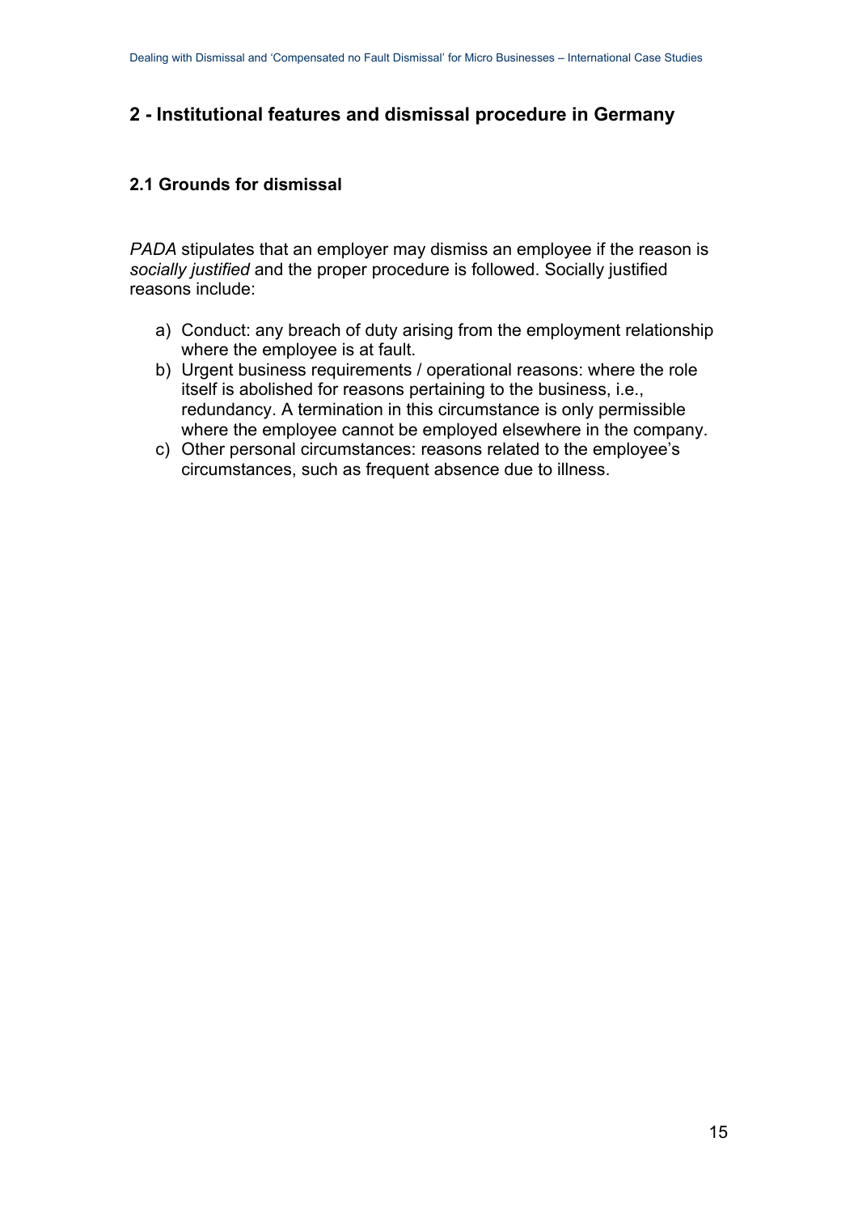## 2 - Institutional features and dismissal procedure in Germany

### 2.1 Grounds for dismissal

*PADA* stipulates that an employer may dismiss an employee if the reason is *socially justified* and the proper procedure is followed. Socially justified reasons include:

a) Conduct: any breach of duty arising from the employment relationship where the employee is at fault.
b) Urgent business requirements / operational reasons: where the role itself is abolished for reasons pertaining to the business, i.e., redundancy. A termination in this circumstance is only permissible where the employee cannot be employed elsewhere in the company.
c) Other personal circumstances: reasons related to the employee's circumstances, such as frequent absence due to illness.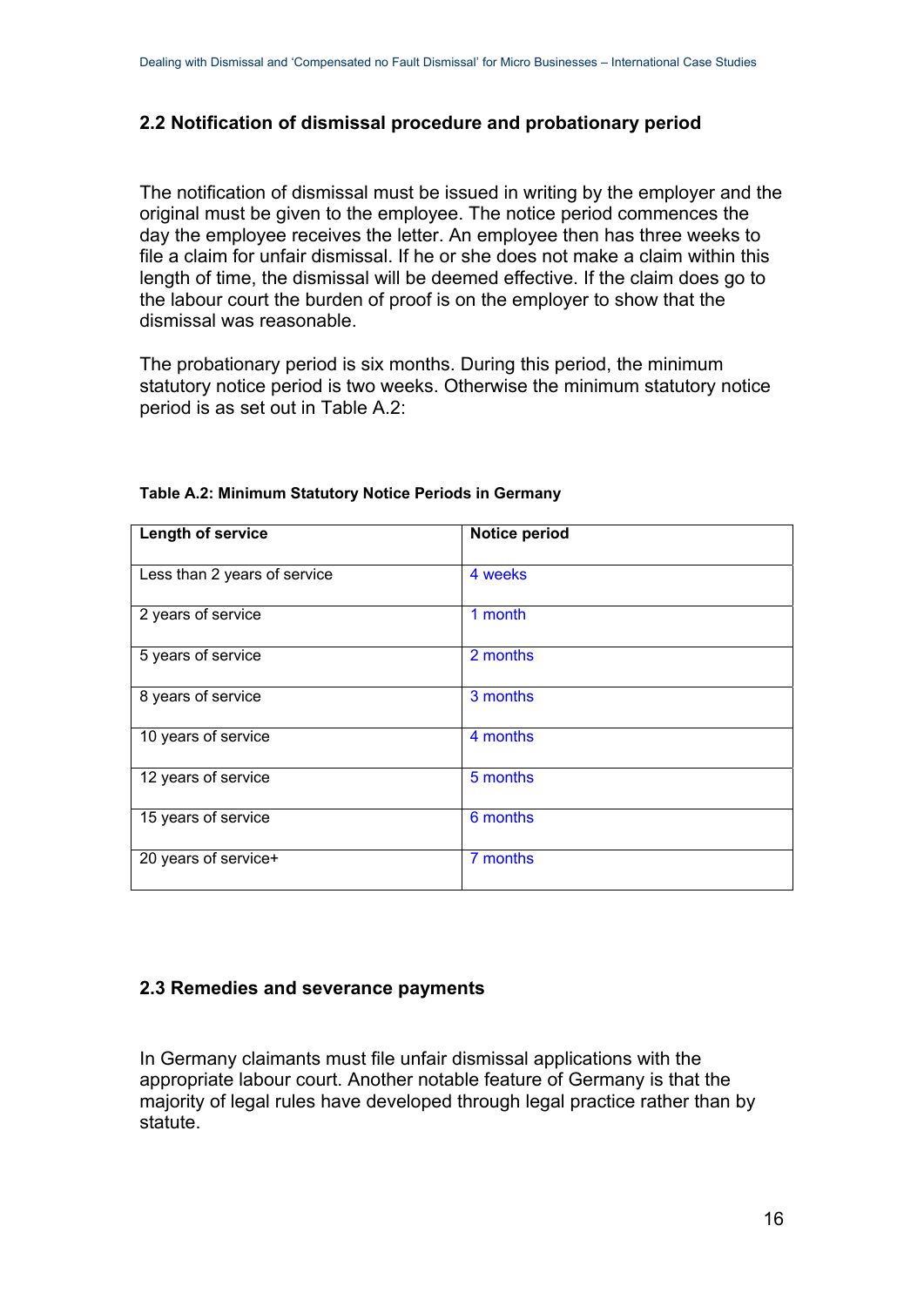## 2.2 Notification of dismissal procedure and probationary period

The notification of dismissal must be issued in writing by the employer and the original must be given to the employee. The notice period commences the day the employee receives the letter. An employee then has three weeks to file a claim for unfair dismissal. If he or she does not make a claim within this length of time, the dismissal will be deemed effective. If the claim does go to the labour court the burden of proof is on the employer to show that the dismissal was reasonable.

The probationary period is six months. During this period, the minimum statutory notice period is two weeks. Otherwise the minimum statutory notice period is as set out in Table A.2:

**Table A.2: Minimum Statutory Notice Periods in Germany**

| Length of service | Notice period |
|---|---|
| Less than 2 years of service | 4 weeks |
| 2 years of service | 1 month |
| 5 years of service | 2 months |
| 8 years of service | 3 months |
| 10 years of service | 4 months |
| 12 years of service | 5 months |
| 15 years of service | 6 months |
| 20 years of service+ | 7 months |

## 2.3 Remedies and severance payments

In Germany claimants must file unfair dismissal applications with the appropriate labour court. Another notable feature of Germany is that the majority of legal rules have developed through legal practice rather than by statute.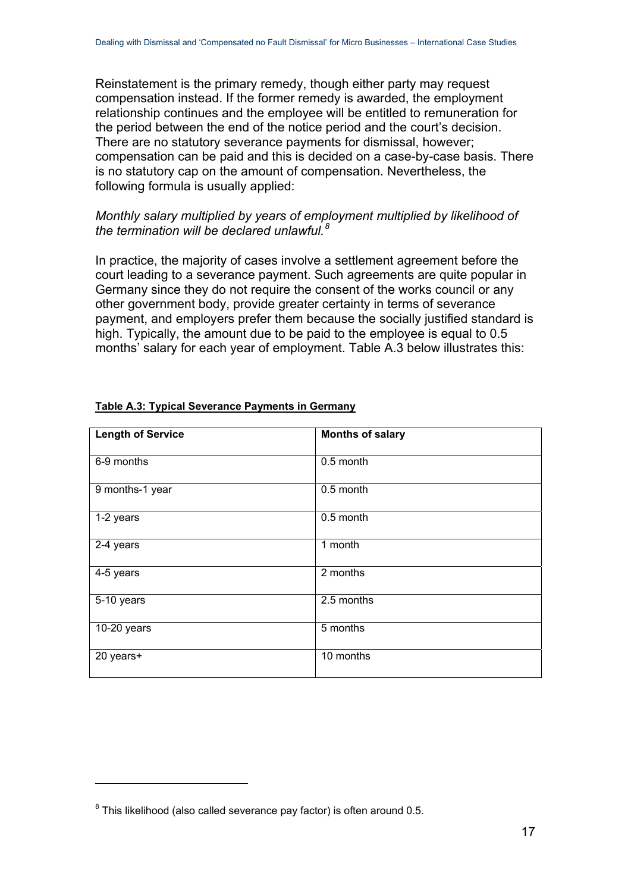Reinstatement is the primary remedy, though either party may request compensation instead. If the former remedy is awarded, the employment relationship continues and the employee will be entitled to remuneration for the period between the end of the notice period and the court's decision. There are no statutory severance payments for dismissal, however; compensation can be paid and this is decided on a case-by-case basis. There is no statutory cap on the amount of compensation. Nevertheless, the following formula is usually applied:

*Monthly salary multiplied by years of employment multiplied by likelihood of the termination will be declared unlawful.*[8]

In practice, the majority of cases involve a settlement agreement before the court leading to a severance payment. Such agreements are quite popular in Germany since they do not require the consent of the works council or any other government body, provide greater certainty in terms of severance payment, and employers prefer them because the socially justified standard is high. Typically, the amount due to be paid to the employee is equal to 0.5 months' salary for each year of employment. Table A.3 below illustrates this:

**Table A.3: Typical Severance Payments in Germany**

| Length of Service | Months of salary |
|---|---|
| 6-9 months | 0.5 month |
| 9 months-1 year | 0.5 month |
| 1-2 years | 0.5 month |
| 2-4 years | 1 month |
| 4-5 years | 2 months |
| 5-10 years | 2.5 months |
| 10-20 years | 5 months |
| 20 years+ | 10 months |

[8] This likelihood (also called severance pay factor) is often around 0.5.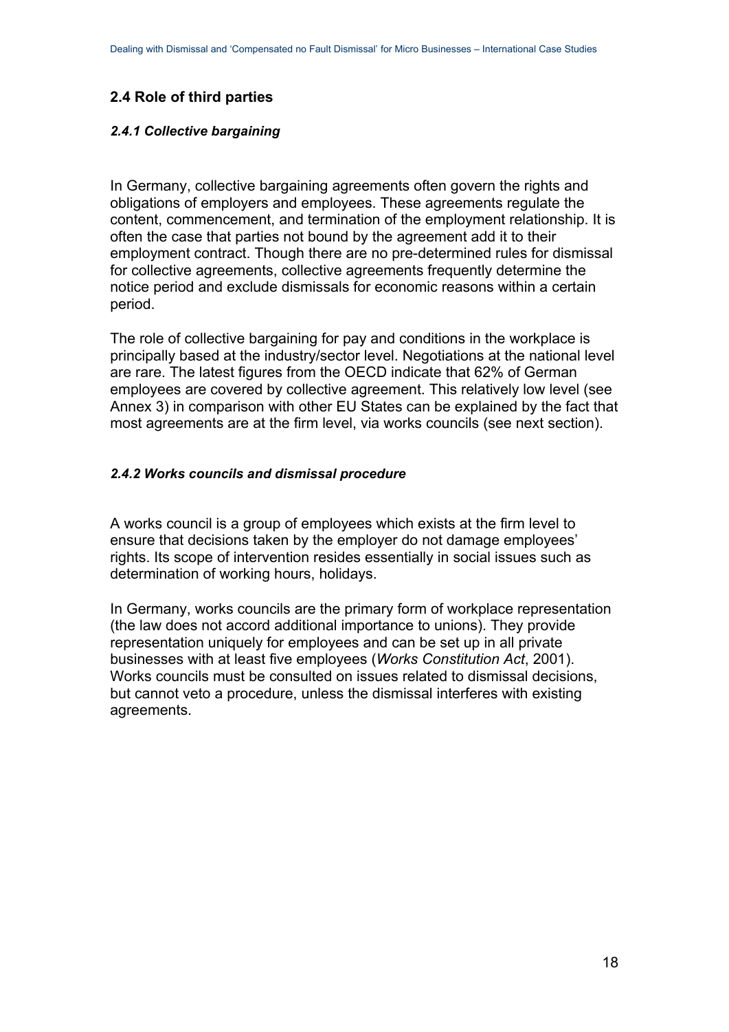## 2.4 Role of third parties

### *2.4.1 Collective bargaining*

In Germany, collective bargaining agreements often govern the rights and obligations of employers and employees. These agreements regulate the content, commencement, and termination of the employment relationship. It is often the case that parties not bound by the agreement add it to their employment contract. Though there are no pre-determined rules for dismissal for collective agreements, collective agreements frequently determine the notice period and exclude dismissals for economic reasons within a certain period.

The role of collective bargaining for pay and conditions in the workplace is principally based at the industry/sector level. Negotiations at the national level are rare. The latest figures from the OECD indicate that 62% of German employees are covered by collective agreement. This relatively low level (see Annex 3) in comparison with other EU States can be explained by the fact that most agreements are at the firm level, via works councils (see next section).

### *2.4.2 Works councils and dismissal procedure*

A works council is a group of employees which exists at the firm level to ensure that decisions taken by the employer do not damage employees' rights. Its scope of intervention resides essentially in social issues such as determination of working hours, holidays.

In Germany, works councils are the primary form of workplace representation (the law does not accord additional importance to unions). They provide representation uniquely for employees and can be set up in all private businesses with at least five employees (*Works Constitution Act*, 2001). Works councils must be consulted on issues related to dismissal decisions, but cannot veto a procedure, unless the dismissal interferes with existing agreements.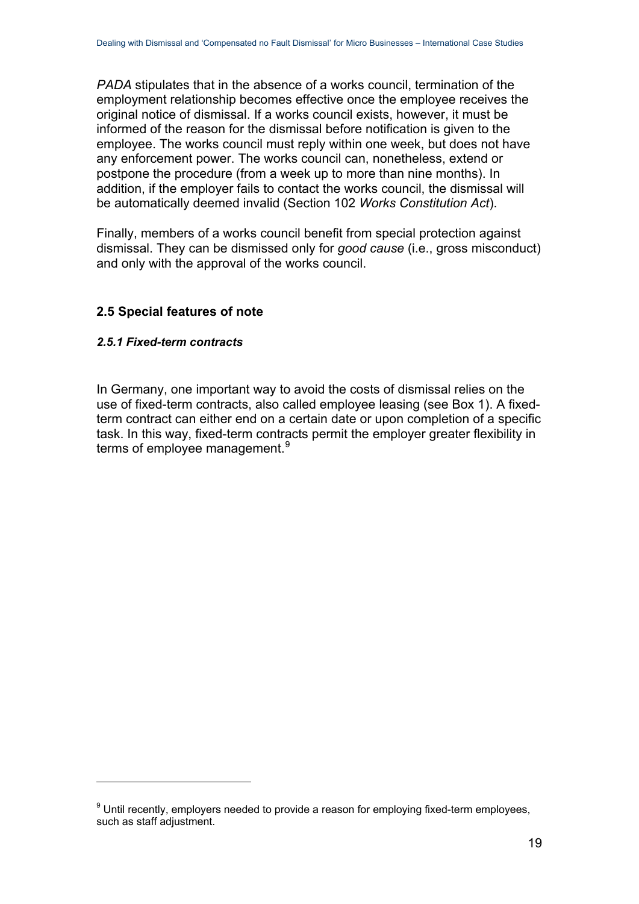*PADA* stipulates that in the absence of a works council, termination of the employment relationship becomes effective once the employee receives the original notice of dismissal. If a works council exists, however, it must be informed of the reason for the dismissal before notification is given to the employee. The works council must reply within one week, but does not have any enforcement power. The works council can, nonetheless, extend or postpone the procedure (from a week up to more than nine months). In addition, if the employer fails to contact the works council, the dismissal will be automatically deemed invalid (Section 102 *Works Constitution Act*).

Finally, members of a works council benefit from special protection against dismissal. They can be dismissed only for *good cause* (i.e., gross misconduct) and only with the approval of the works council.

## 2.5 Special features of note

### *2.5.1 Fixed-term contracts*

In Germany, one important way to avoid the costs of dismissal relies on the use of fixed-term contracts, also called employee leasing (see Box 1). A fixed-term contract can either end on a certain date or upon completion of a specific task. In this way, fixed-term contracts permit the employer greater flexibility in terms of employee management.[9]

---

[9] Until recently, employers needed to provide a reason for employing fixed-term employees, such as staff adjustment.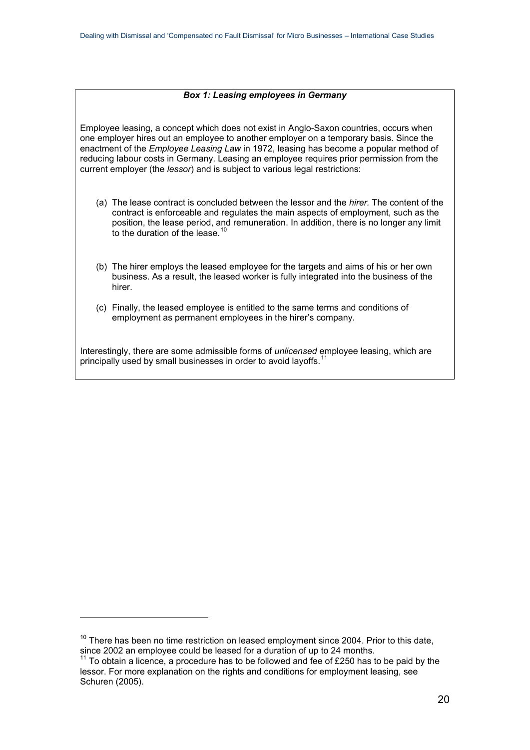### *Box 1: Leasing employees in Germany*

Employee leasing, a concept which does not exist in Anglo-Saxon countries, occurs when one employer hires out an employee to another employer on a temporary basis. Since the enactment of the *Employee Leasing Law* in 1972, leasing has become a popular method of reducing labour costs in Germany. Leasing an employee requires prior permission from the current employer (the *lessor*) and is subject to various legal restrictions:

(a) The lease contract is concluded between the lessor and the *hirer.* The content of the contract is enforceable and regulates the main aspects of employment, such as the position, the lease period, and remuneration. In addition, there is no longer any limit to the duration of the lease.[10]

(b) The hirer employs the leased employee for the targets and aims of his or her own business. As a result, the leased worker is fully integrated into the business of the hirer.

(c) Finally, the leased employee is entitled to the same terms and conditions of employment as permanent employees in the hirer's company.

Interestingly, there are some admissible forms of *unlicensed* employee leasing, which are principally used by small businesses in order to avoid layoffs.[11]

---

[10] There has been no time restriction on leased employment since 2004. Prior to this date, since 2002 an employee could be leased for a duration of up to 24 months.

[11] To obtain a licence, a procedure has to be followed and fee of £250 has to be paid by the lessor. For more explanation on the rights and conditions for employment leasing, see Schuren (2005).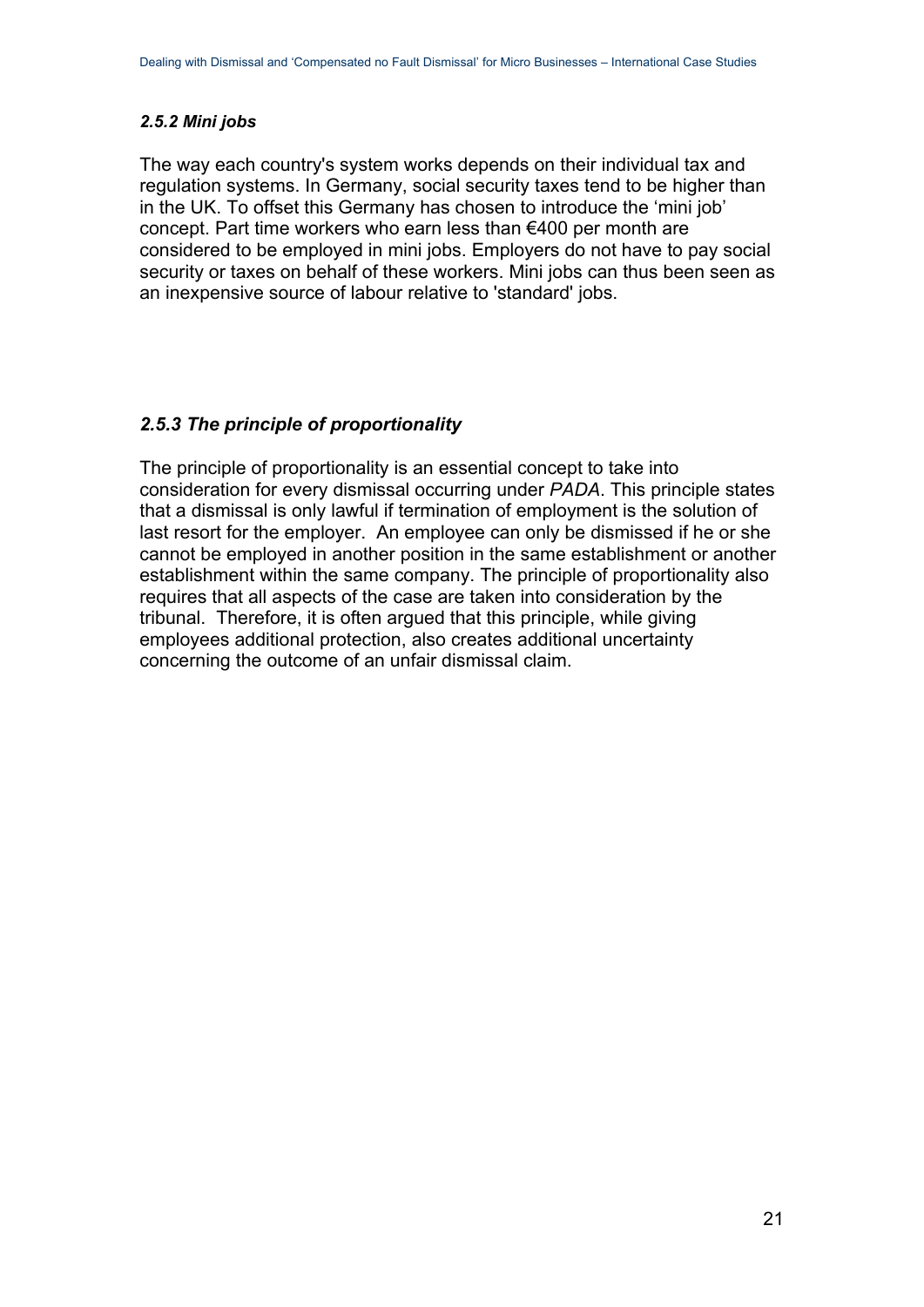#### *2.5.2 Mini jobs*

The way each country's system works depends on their individual tax and regulation systems. In Germany, social security taxes tend to be higher than in the UK. To offset this Germany has chosen to introduce the 'mini job' concept. Part time workers who earn less than €400 per month are considered to be employed in mini jobs. Employers do not have to pay social security or taxes on behalf of these workers. Mini jobs can thus been seen as an inexpensive source of labour relative to 'standard' jobs.

#### *2.5.3 The principle of proportionality*

The principle of proportionality is an essential concept to take into consideration for every dismissal occurring under *PADA*. This principle states that a dismissal is only lawful if termination of employment is the solution of last resort for the employer. An employee can only be dismissed if he or she cannot be employed in another position in the same establishment or another establishment within the same company. The principle of proportionality also requires that all aspects of the case are taken into consideration by the tribunal. Therefore, it is often argued that this principle, while giving employees additional protection, also creates additional uncertainty concerning the outcome of an unfair dismissal claim.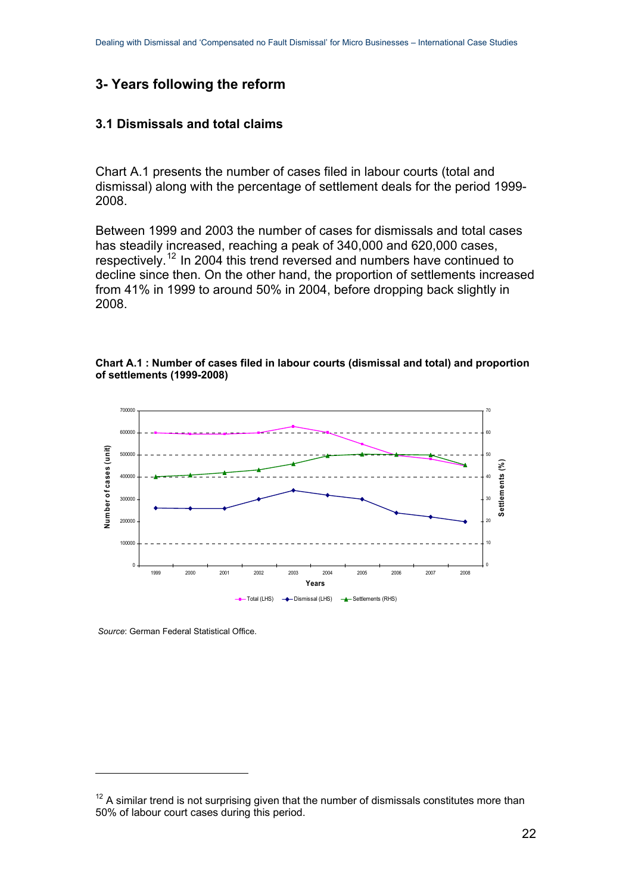## 3- Years following the reform

### 3.1 Dismissals and total claims

Chart A.1 presents the number of cases filed in labour courts (total and dismissal) along with the percentage of settlement deals for the period 1999-2008.

Between 1999 and 2003 the number of cases for dismissals and total cases has steadily increased, reaching a peak of 340,000 and 620,000 cases, respectively.[12] In 2004 this trend reversed and numbers have continued to decline since then. On the other hand, the proportion of settlements increased from 41% in 1999 to around 50% in 2004, before dropping back slightly in 2008.

**Chart A.1 : Number of cases filed in labour courts (dismissal and total) and proportion of settlements (1999-2008)**

*Source*: German Federal Statistical Office.

---

[12] A similar trend is not surprising given that the number of dismissals constitutes more than 50% of labour court cases during this period.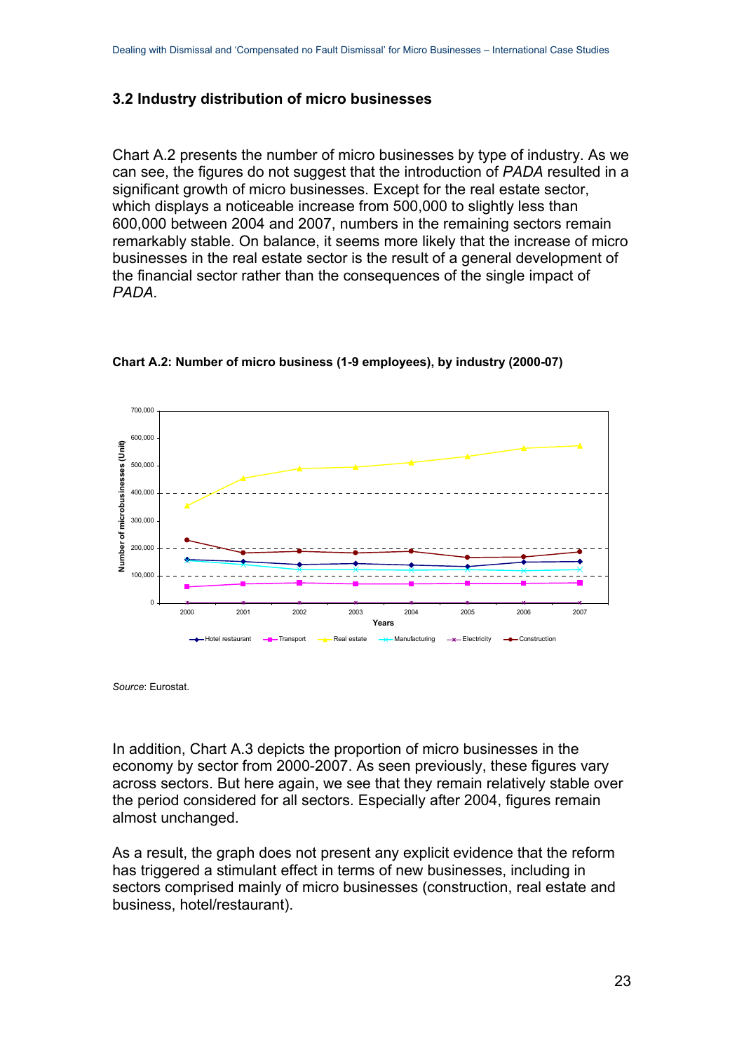### 3.2 Industry distribution of micro businesses

Chart A.2 presents the number of micro businesses by type of industry. As we can see, the figures do not suggest that the introduction of *PADA* resulted in a significant growth of micro businesses. Except for the real estate sector, which displays a noticeable increase from 500,000 to slightly less than 600,000 between 2004 and 2007, numbers in the remaining sectors remain remarkably stable. On balance, it seems more likely that the increase of micro businesses in the real estate sector is the result of a general development of the financial sector rather than the consequences of the single impact of *PADA*.

**Chart A.2: Number of micro business (1-9 employees), by industry (2000-07)**

*Source*: Eurostat.

In addition, Chart A.3 depicts the proportion of micro businesses in the economy by sector from 2000-2007. As seen previously, these figures vary across sectors. But here again, we see that they remain relatively stable over the period considered for all sectors. Especially after 2004, figures remain almost unchanged.

As a result, the graph does not present any explicit evidence that the reform has triggered a stimulant effect in terms of new businesses, including in sectors comprised mainly of micro businesses (construction, real estate and business, hotel/restaurant).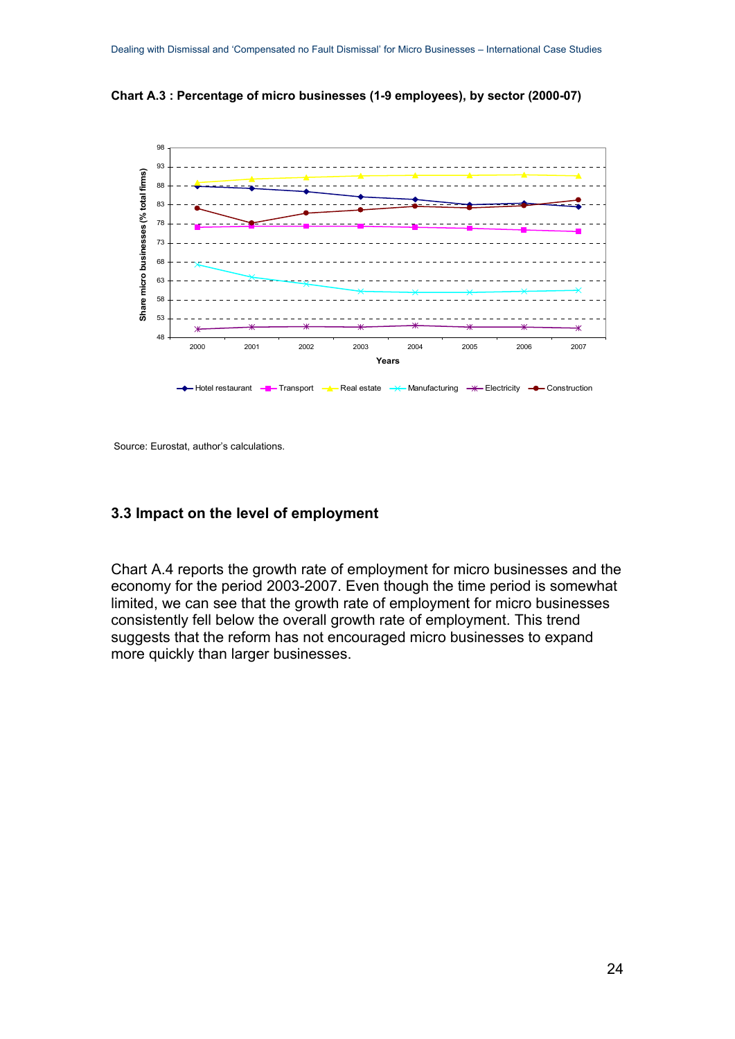**Chart A.3 : Percentage of micro businesses (1-9 employees), by sector (2000-07)**

Source: Eurostat, author's calculations.

### 3.3 Impact on the level of employment

Chart A.4 reports the growth rate of employment for micro businesses and the economy for the period 2003-2007. Even though the time period is somewhat limited, we can see that the growth rate of employment for micro businesses consistently fell below the overall growth rate of employment. This trend suggests that the reform has not encouraged micro businesses to expand more quickly than larger businesses.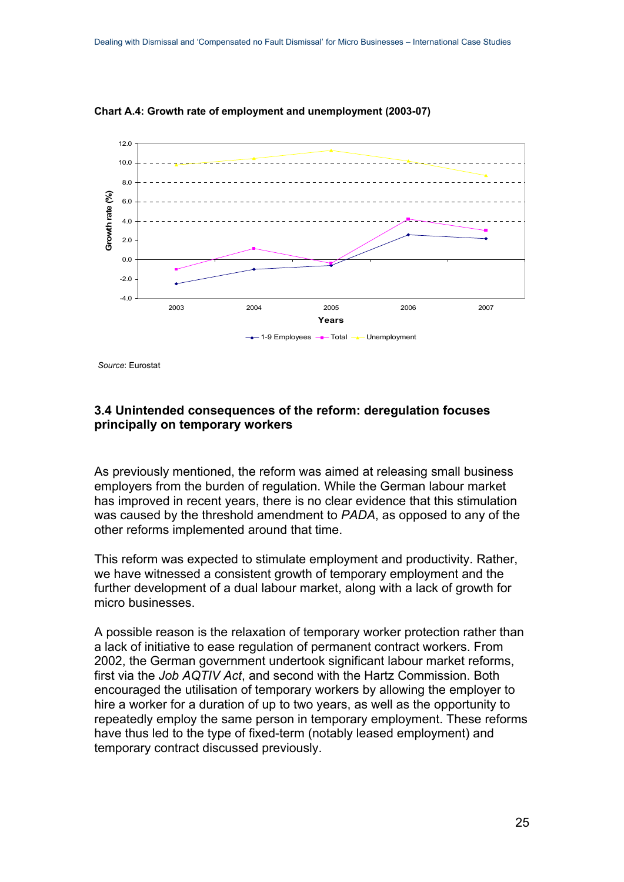**Chart A.4: Growth rate of employment and unemployment (2003-07)**

*Source*: Eurostat

### 3.4 Unintended consequences of the reform: deregulation focuses principally on temporary workers

As previously mentioned, the reform was aimed at releasing small business employers from the burden of regulation. While the German labour market has improved in recent years, there is no clear evidence that this stimulation was caused by the threshold amendment to *PADA*, as opposed to any of the other reforms implemented around that time.

This reform was expected to stimulate employment and productivity. Rather, we have witnessed a consistent growth of temporary employment and the further development of a dual labour market, along with a lack of growth for micro businesses.

A possible reason is the relaxation of temporary worker protection rather than a lack of initiative to ease regulation of permanent contract workers. From 2002, the German government undertook significant labour market reforms, first via the *Job AQTIV Act*, and second with the Hartz Commission. Both encouraged the utilisation of temporary workers by allowing the employer to hire a worker for a duration of up to two years, as well as the opportunity to repeatedly employ the same person in temporary employment. These reforms have thus led to the type of fixed-term (notably leased employment) and temporary contract discussed previously.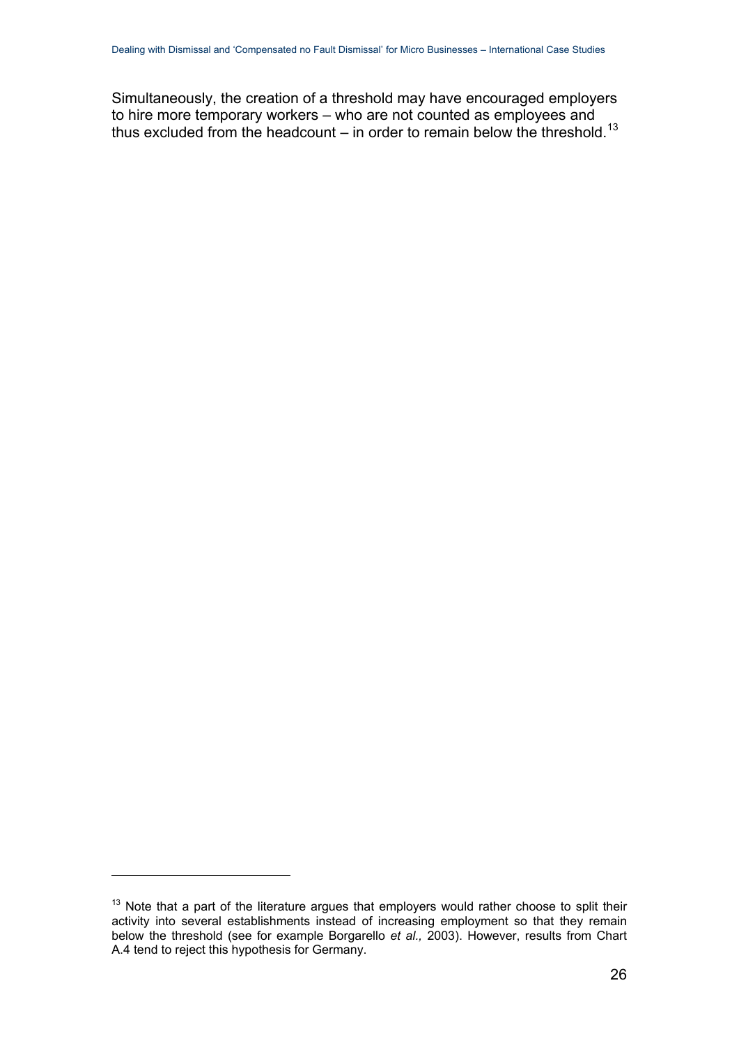Simultaneously, the creation of a threshold may have encouraged employers to hire more temporary workers – who are not counted as employees and thus excluded from the headcount – in order to remain below the threshold.[13]

---

[13] Note that a part of the literature argues that employers would rather choose to split their activity into several establishments instead of increasing employment so that they remain below the threshold (see for example Borgarello *et al.,* 2003). However, results from Chart A.4 tend to reject this hypothesis for Germany.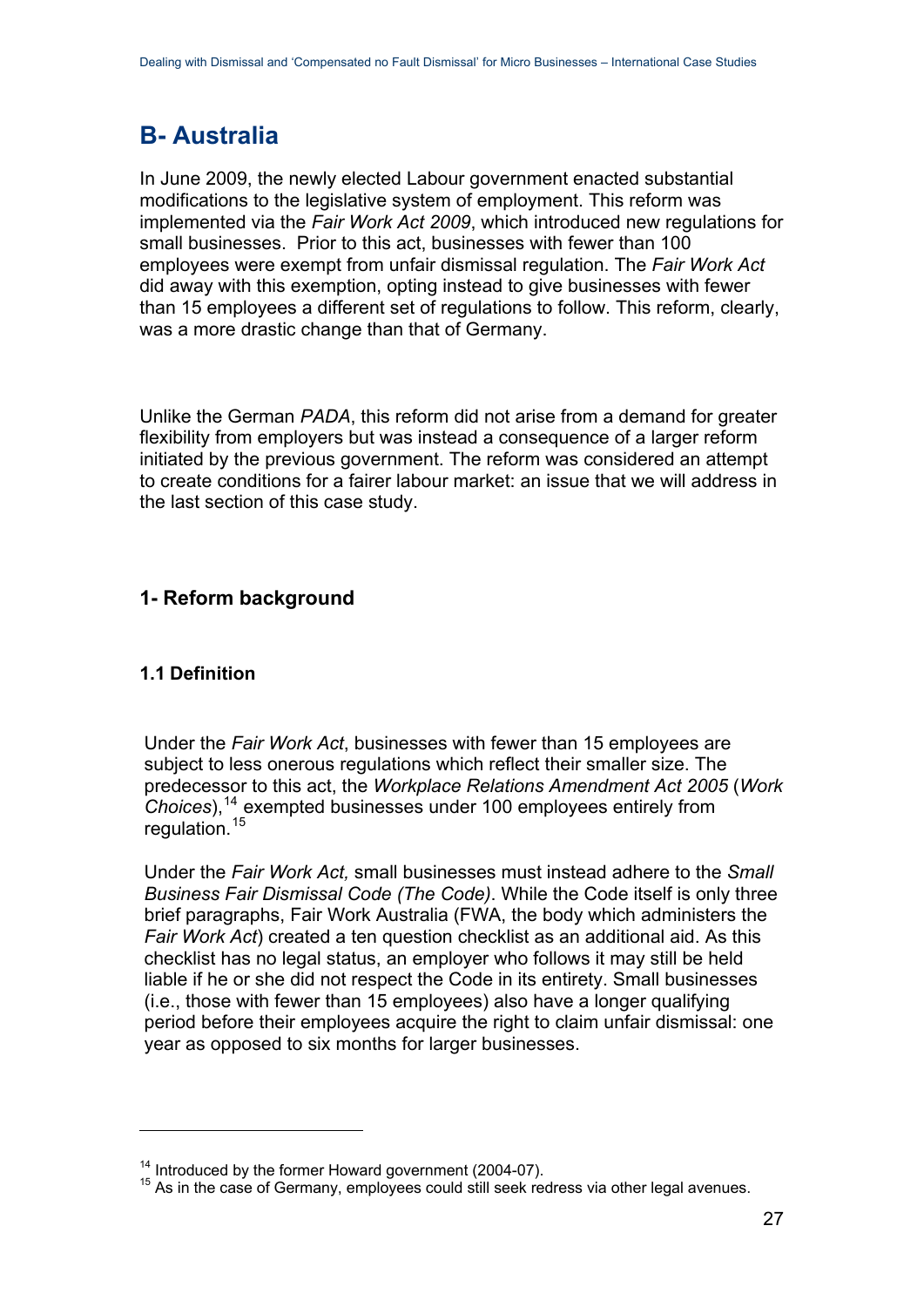# B- Australia

In June 2009, the newly elected Labour government enacted substantial modifications to the legislative system of employment. This reform was implemented via the *Fair Work Act 2009*, which introduced new regulations for small businesses. Prior to this act, businesses with fewer than 100 employees were exempt from unfair dismissal regulation. The *Fair Work Act* did away with this exemption, opting instead to give businesses with fewer than 15 employees a different set of regulations to follow. This reform, clearly, was a more drastic change than that of Germany.

Unlike the German *PADA*, this reform did not arise from a demand for greater flexibility from employers but was instead a consequence of a larger reform initiated by the previous government. The reform was considered an attempt to create conditions for a fairer labour market: an issue that we will address in the last section of this case study.

## 1- Reform background

### 1.1 Definition

Under the *Fair Work Act*, businesses with fewer than 15 employees are subject to less onerous regulations which reflect their smaller size. The predecessor to this act, the *Workplace Relations Amendment Act 2005* (*Work Choices*),[14] exempted businesses under 100 employees entirely from regulation.[15]

Under the *Fair Work Act,* small businesses must instead adhere to the *Small Business Fair Dismissal Code (The Code)*. While the Code itself is only three brief paragraphs, Fair Work Australia (FWA, the body which administers the *Fair Work Act*) created a ten question checklist as an additional aid. As this checklist has no legal status, an employer who follows it may still be held liable if he or she did not respect the Code in its entirety. Small businesses (i.e., those with fewer than 15 employees) also have a longer qualifying period before their employees acquire the right to claim unfair dismissal: one year as opposed to six months for larger businesses.

---

[14] Introduced by the former Howard government (2004-07).

[15] As in the case of Germany, employees could still seek redress via other legal avenues.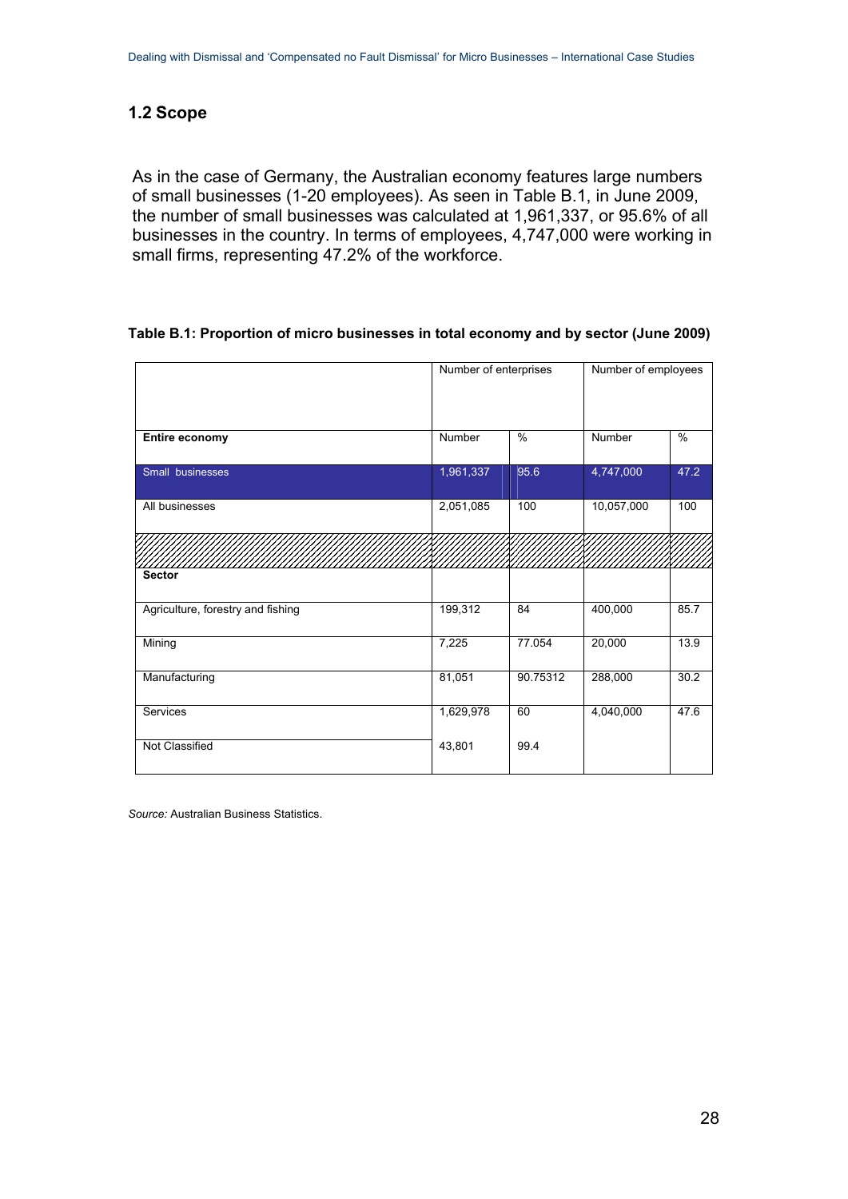## 1.2 Scope

As in the case of Germany, the Australian economy features large numbers of small businesses (1-20 employees). As seen in Table B.1, in June 2009, the number of small businesses was calculated at 1,961,337, or 95.6% of all businesses in the country. In terms of employees, 4,747,000 were working in small firms, representing 47.2% of the workforce.

**Table B.1: Proportion of micro businesses in total economy and by sector (June 2009)**

| | Number of enterprises | | Number of employees | |
|---|---|---|---|---|
| **Entire economy** | Number | % | Number | % |
| Small businesses | 1,961,337 | 95.6 | 4,747,000 | 47.2 |
| All businesses | 2,051,085 | 100 | 10,057,000 | 100 |
| | | | | |
| **Sector** | | | | |
| Agriculture, forestry and fishing | 199,312 | 84 | 400,000 | 85.7 |
| Mining | 7,225 | 77.054 | 20,000 | 13.9 |
| Manufacturing | 81,051 | 90.75312 | 288,000 | 30.2 |
| Services | 1,629,978 | 60 | 4,040,000 | 47.6 |
| Not Classified | 43,801 | 99.4 | | |

*Source:* Australian Business Statistics.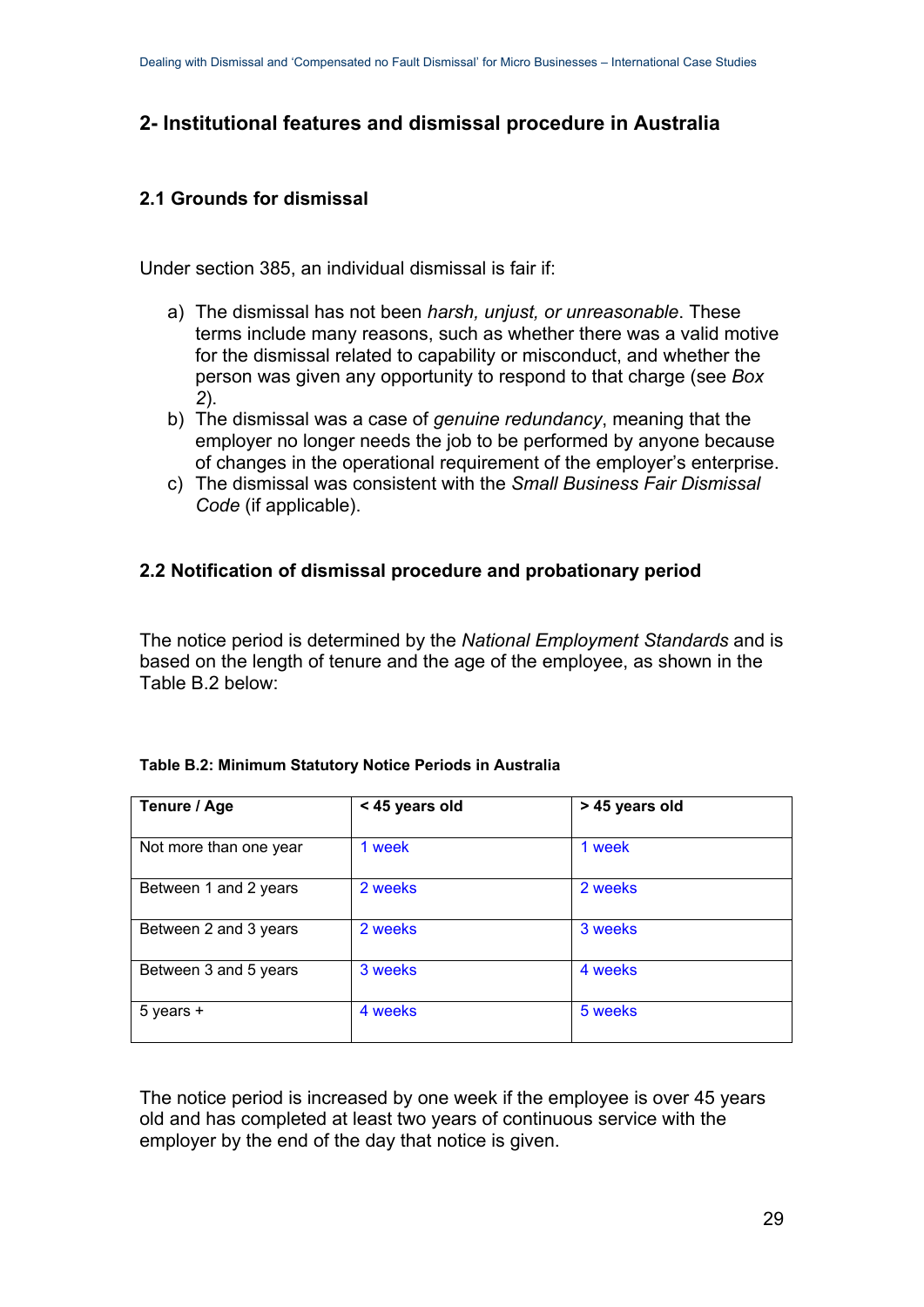## 2- Institutional features and dismissal procedure in Australia

### 2.1 Grounds for dismissal

Under section 385, an individual dismissal is fair if:

a) The dismissal has not been *harsh, unjust, or unreasonable*. These terms include many reasons, such as whether there was a valid motive for the dismissal related to capability or misconduct, and whether the person was given any opportunity to respond to that charge (see *Box 2*).
b) The dismissal was a case of *genuine redundancy*, meaning that the employer no longer needs the job to be performed by anyone because of changes in the operational requirement of the employer's enterprise.
c) The dismissal was consistent with the *Small Business Fair Dismissal Code* (if applicable).

### 2.2 Notification of dismissal procedure and probationary period

The notice period is determined by the *National Employment Standards* and is based on the length of tenure and the age of the employee, as shown in the Table B.2 below:

**Table B.2: Minimum Statutory Notice Periods in Australia**

| Tenure / Age | < 45 years old | > 45 years old |
|---|---|---|
| Not more than one year | 1 week | 1 week |
| Between 1 and 2 years | 2 weeks | 2 weeks |
| Between 2 and 3 years | 2 weeks | 3 weeks |
| Between 3 and 5 years | 3 weeks | 4 weeks |
| 5 years + | 4 weeks | 5 weeks |

The notice period is increased by one week if the employee is over 45 years old and has completed at least two years of continuous service with the employer by the end of the day that notice is given.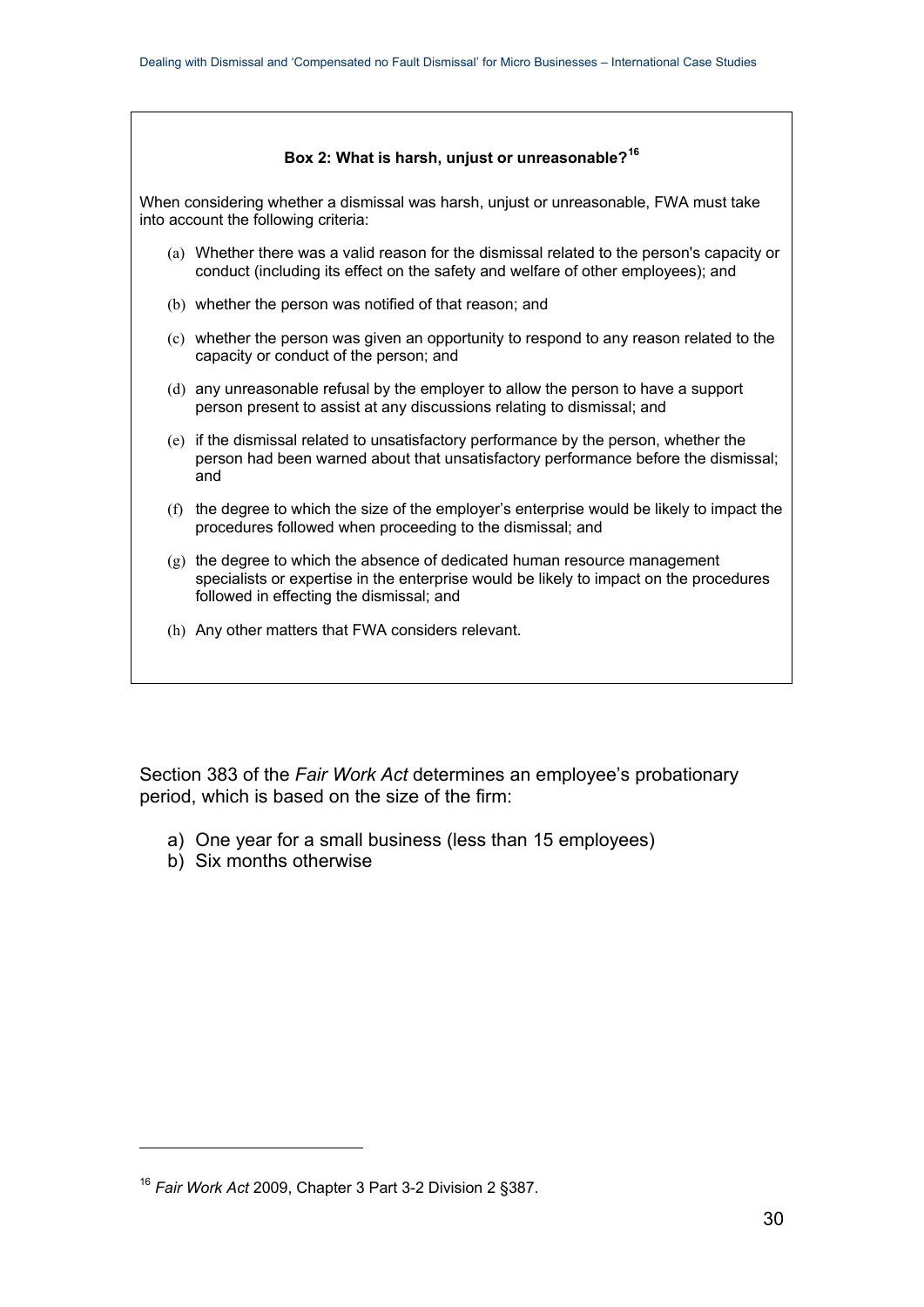**Box 2: What is harsh, unjust or unreasonable?[16]**

When considering whether a dismissal was harsh, unjust or unreasonable, FWA must take into account the following criteria:

(a) Whether there was a valid reason for the dismissal related to the person's capacity or conduct (including its effect on the safety and welfare of other employees); and

(b) whether the person was notified of that reason; and

(c) whether the person was given an opportunity to respond to any reason related to the capacity or conduct of the person; and

(d) any unreasonable refusal by the employer to allow the person to have a support person present to assist at any discussions relating to dismissal; and

(e) if the dismissal related to unsatisfactory performance by the person, whether the person had been warned about that unsatisfactory performance before the dismissal; and

(f) the degree to which the size of the employer's enterprise would be likely to impact the procedures followed when proceeding to the dismissal; and

(g) the degree to which the absence of dedicated human resource management specialists or expertise in the enterprise would be likely to impact on the procedures followed in effecting the dismissal; and

(h) Any other matters that FWA considers relevant.

Section 383 of the *Fair Work Act* determines an employee's probationary period, which is based on the size of the firm:

a) One year for a small business (less than 15 employees)
b) Six months otherwise

[16] *Fair Work Act* 2009, Chapter 3 Part 3-2 Division 2 §387.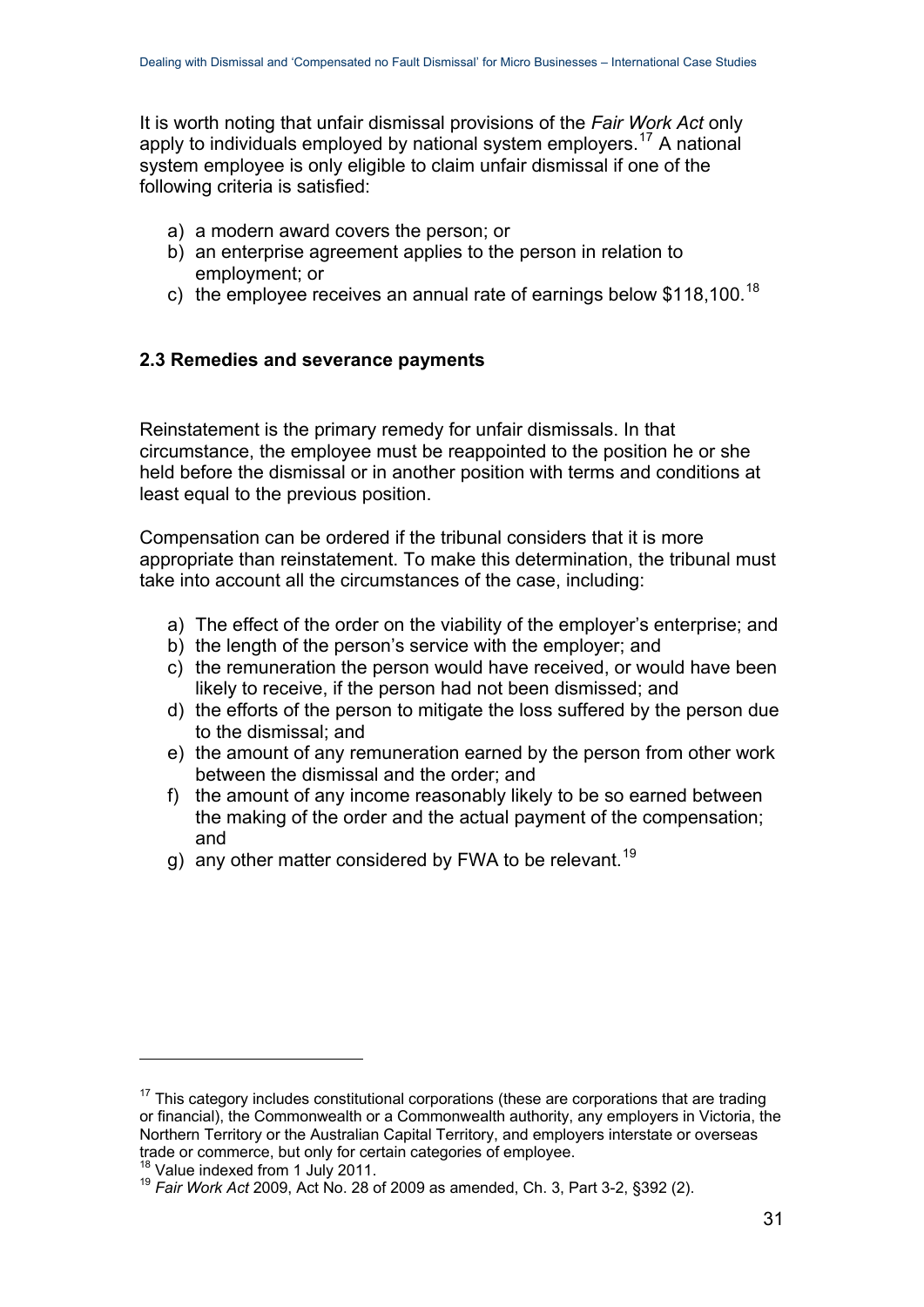It is worth noting that unfair dismissal provisions of the *Fair Work Act* only apply to individuals employed by national system employers.[17] A national system employee is only eligible to claim unfair dismissal if one of the following criteria is satisfied:

a) a modern award covers the person; or
b) an enterprise agreement applies to the person in relation to employment; or
c) the employee receives an annual rate of earnings below $118,100.[18]

### 2.3 Remedies and severance payments

Reinstatement is the primary remedy for unfair dismissals. In that circumstance, the employee must be reappointed to the position he or she held before the dismissal or in another position with terms and conditions at least equal to the previous position.

Compensation can be ordered if the tribunal considers that it is more appropriate than reinstatement. To make this determination, the tribunal must take into account all the circumstances of the case, including:

a) The effect of the order on the viability of the employer's enterprise; and
b) the length of the person's service with the employer; and
c) the remuneration the person would have received, or would have been likely to receive, if the person had not been dismissed; and
d) the efforts of the person to mitigate the loss suffered by the person due to the dismissal; and
e) the amount of any remuneration earned by the person from other work between the dismissal and the order; and
f) the amount of any income reasonably likely to be so earned between the making of the order and the actual payment of the compensation; and
g) any other matter considered by FWA to be relevant.[19]

---

[17] This category includes constitutional corporations (these are corporations that are trading or financial), the Commonwealth or a Commonwealth authority, any employers in Victoria, the Northern Territory or the Australian Capital Territory, and employers interstate or overseas trade or commerce, but only for certain categories of employee.

[18] Value indexed from 1 July 2011.

[19] *Fair Work Act* 2009, Act No. 28 of 2009 as amended, Ch. 3, Part 3-2, §392 (2).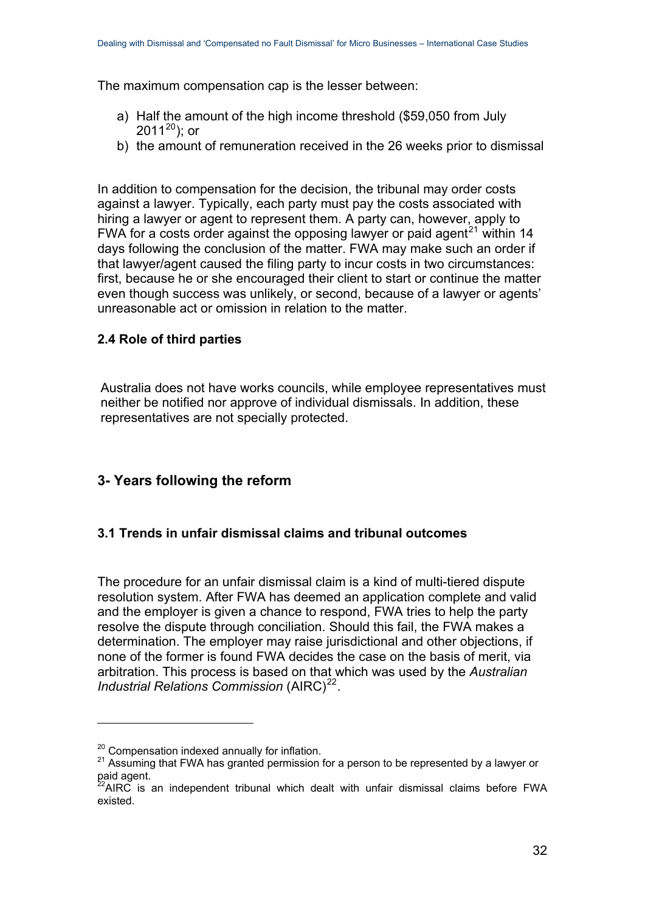The maximum compensation cap is the lesser between:

a) Half the amount of the high income threshold ($59,050 from July 2011[20]); or
b) the amount of remuneration received in the 26 weeks prior to dismissal

In addition to compensation for the decision, the tribunal may order costs against a lawyer. Typically, each party must pay the costs associated with hiring a lawyer or agent to represent them. A party can, however, apply to FWA for a costs order against the opposing lawyer or paid agent[21] within 14 days following the conclusion of the matter. FWA may make such an order if that lawyer/agent caused the filing party to incur costs in two circumstances: first, because he or she encouraged their client to start or continue the matter even though success was unlikely, or second, because of a lawyer or agents' unreasonable act or omission in relation to the matter.

### 2.4 Role of third parties

Australia does not have works councils, while employee representatives must neither be notified nor approve of individual dismissals. In addition, these representatives are not specially protected.

## 3- Years following the reform

### 3.1 Trends in unfair dismissal claims and tribunal outcomes

The procedure for an unfair dismissal claim is a kind of multi-tiered dispute resolution system. After FWA has deemed an application complete and valid and the employer is given a chance to respond, FWA tries to help the party resolve the dispute through conciliation. Should this fail, the FWA makes a determination. The employer may raise jurisdictional and other objections, if none of the former is found FWA decides the case on the basis of merit, via arbitration. This process is based on that which was used by the *Australian Industrial Relations Commission* (AIRC)[22].

---

[20] Compensation indexed annually for inflation.

[21] Assuming that FWA has granted permission for a person to be represented by a lawyer or paid agent.

[22] AIRC is an independent tribunal which dealt with unfair dismissal claims before FWA existed.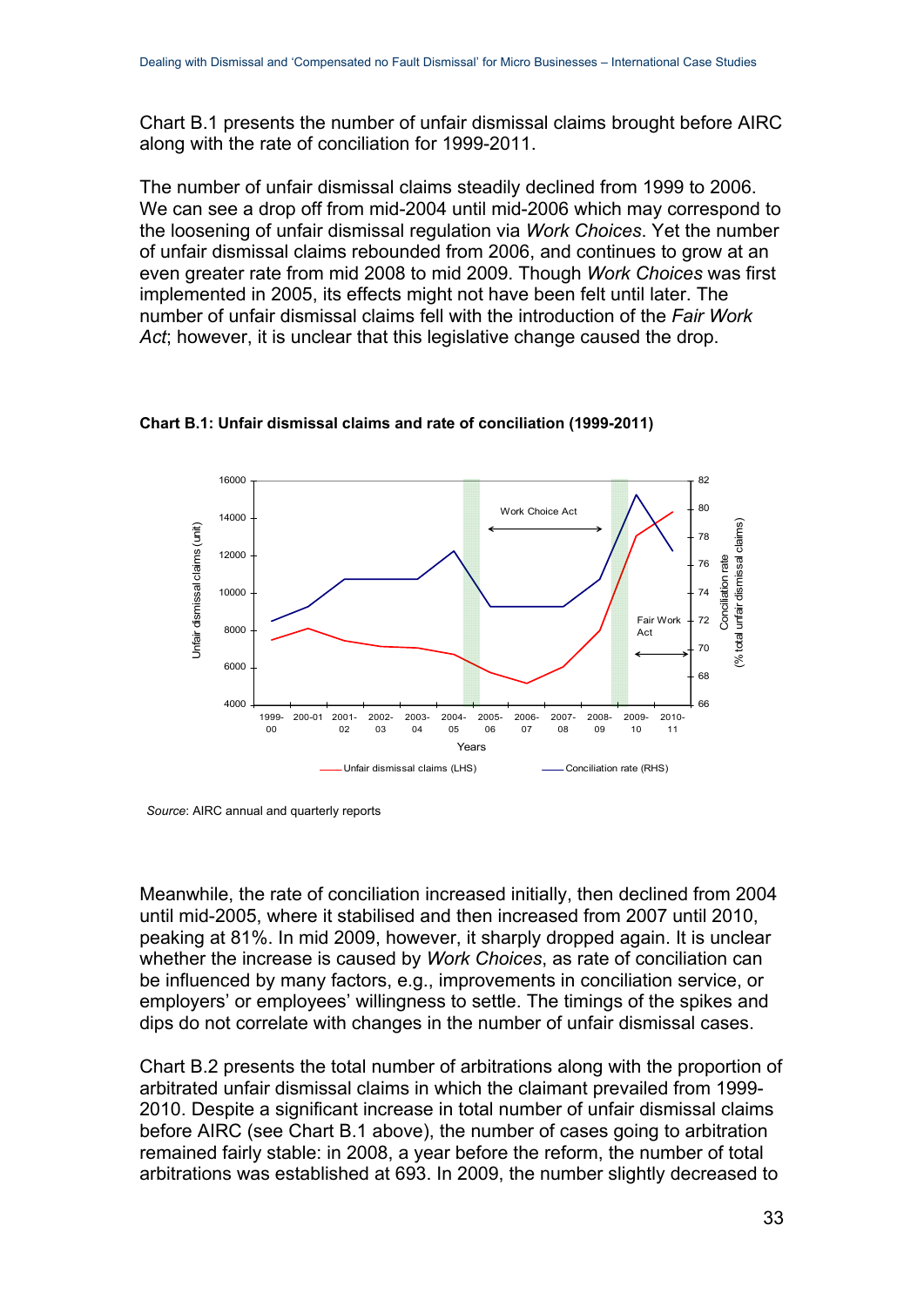Chart B.1 presents the number of unfair dismissal claims brought before AIRC along with the rate of conciliation for 1999-2011.

The number of unfair dismissal claims steadily declined from 1999 to 2006. We can see a drop off from mid-2004 until mid-2006 which may correspond to the loosening of unfair dismissal regulation via *Work Choices*. Yet the number of unfair dismissal claims rebounded from 2006, and continues to grow at an even greater rate from mid 2008 to mid 2009. Though *Work Choices* was first implemented in 2005, its effects might not have been felt until later. The number of unfair dismissal claims fell with the introduction of the *Fair Work Act*; however, it is unclear that this legislative change caused the drop.

**Chart B.1: Unfair dismissal claims and rate of conciliation (1999-2011)**

*Source*: AIRC annual and quarterly reports

Meanwhile, the rate of conciliation increased initially, then declined from 2004 until mid-2005, where it stabilised and then increased from 2007 until 2010, peaking at 81%. In mid 2009, however, it sharply dropped again. It is unclear whether the increase is caused by *Work Choices*, as rate of conciliation can be influenced by many factors, e.g., improvements in conciliation service, or employers' or employees' willingness to settle. The timings of the spikes and dips do not correlate with changes in the number of unfair dismissal cases.

Chart B.2 presents the total number of arbitrations along with the proportion of arbitrated unfair dismissal claims in which the claimant prevailed from 1999-2010. Despite a significant increase in total number of unfair dismissal claims before AIRC (see Chart B.1 above), the number of cases going to arbitration remained fairly stable: in 2008, a year before the reform, the number of total arbitrations was established at 693. In 2009, the number slightly decreased to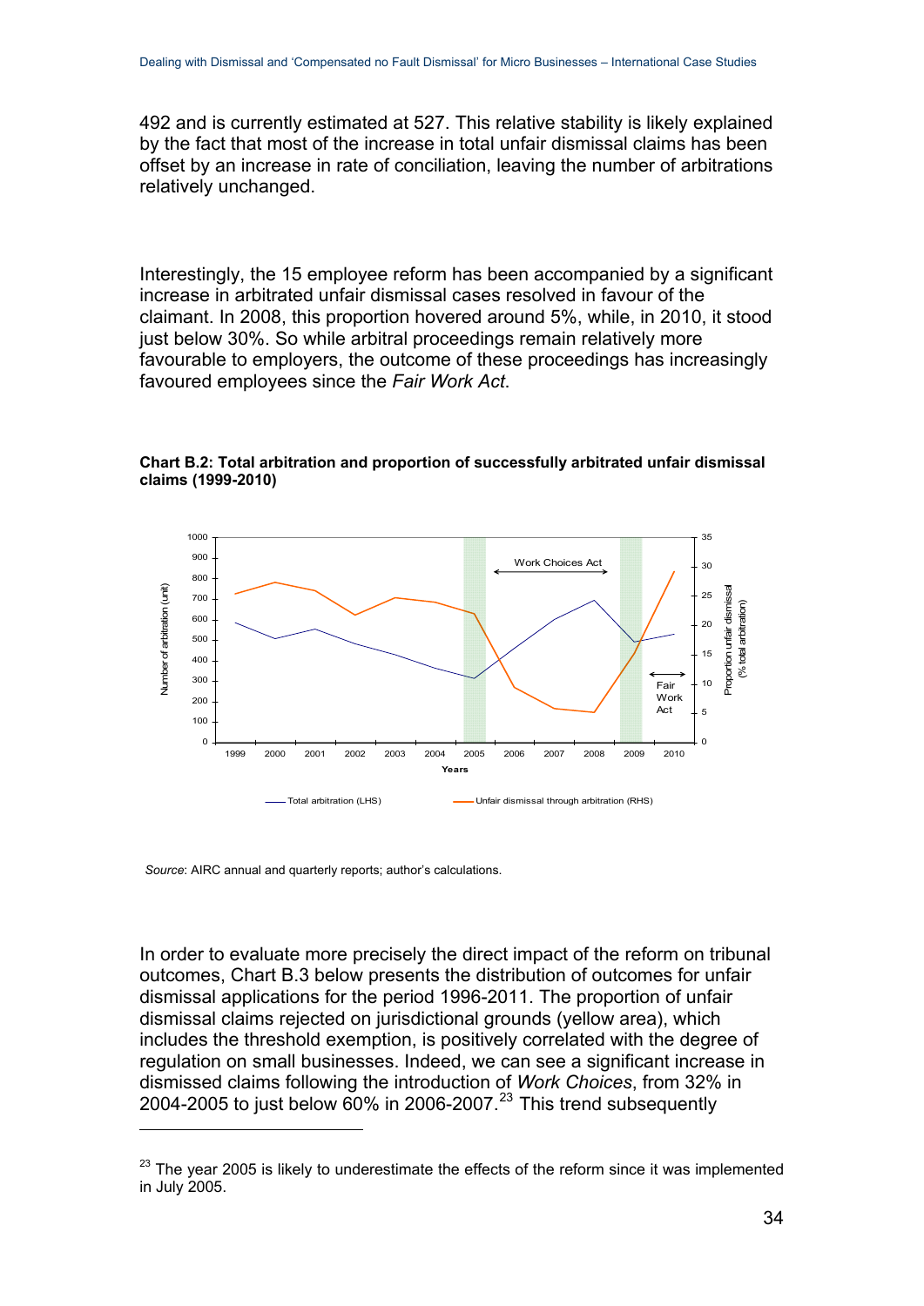492 and is currently estimated at 527. This relative stability is likely explained by the fact that most of the increase in total unfair dismissal claims has been offset by an increase in rate of conciliation, leaving the number of arbitrations relatively unchanged.

Interestingly, the 15 employee reform has been accompanied by a significant increase in arbitrated unfair dismissal cases resolved in favour of the claimant. In 2008, this proportion hovered around 5%, while, in 2010, it stood just below 30%. So while arbitral proceedings remain relatively more favourable to employers, the outcome of these proceedings has increasingly favoured employees since the *Fair Work Act*.

**Chart B.2: Total arbitration and proportion of successfully arbitrated unfair dismissal claims (1999-2010)**

*Source*: AIRC annual and quarterly reports; author's calculations.

In order to evaluate more precisely the direct impact of the reform on tribunal outcomes, Chart B.3 below presents the distribution of outcomes for unfair dismissal applications for the period 1996-2011. The proportion of unfair dismissal claims rejected on jurisdictional grounds (yellow area), which includes the threshold exemption, is positively correlated with the degree of regulation on small businesses. Indeed, we can see a significant increase in dismissed claims following the introduction of *Work Choices*, from 32% in 2004-2005 to just below 60% in 2006-2007.[23] This trend subsequently

[23] The year 2005 is likely to underestimate the effects of the reform since it was implemented in July 2005.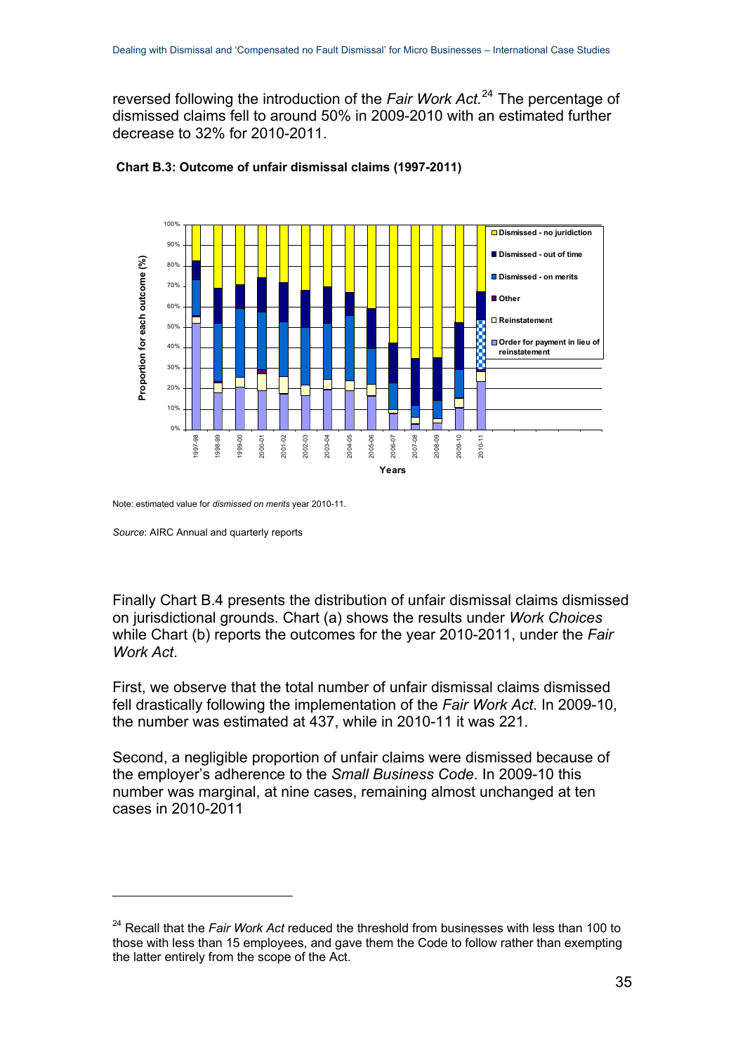reversed following the introduction of the *Fair Work Act.*[24] The percentage of dismissed claims fell to around 50% in 2009-2010 with an estimated further decrease to 32% for 2010-2011.

**Chart B.3: Outcome of unfair dismissal claims (1997-2011)**

Note: estimated value for *dismissed on merits* year 2010-11.

*Source*: AIRC Annual and quarterly reports

Finally Chart B.4 presents the distribution of unfair dismissal claims dismissed on jurisdictional grounds. Chart (a) shows the results under *Work Choices* while Chart (b) reports the outcomes for the year 2010-2011, under the *Fair Work Act*.

First, we observe that the total number of unfair dismissal claims dismissed fell drastically following the implementation of the *Fair Work Act*. In 2009-10, the number was estimated at 437, while in 2010-11 it was 221.

Second, a negligible proportion of unfair claims were dismissed because of the employer's adherence to the *Small Business Code*. In 2009-10 this number was marginal, at nine cases, remaining almost unchanged at ten cases in 2010-2011

---

[24] Recall that the *Fair Work Act* reduced the threshold from businesses with less than 100 to those with less than 15 employees, and gave them the Code to follow rather than exempting the latter entirely from the scope of the Act.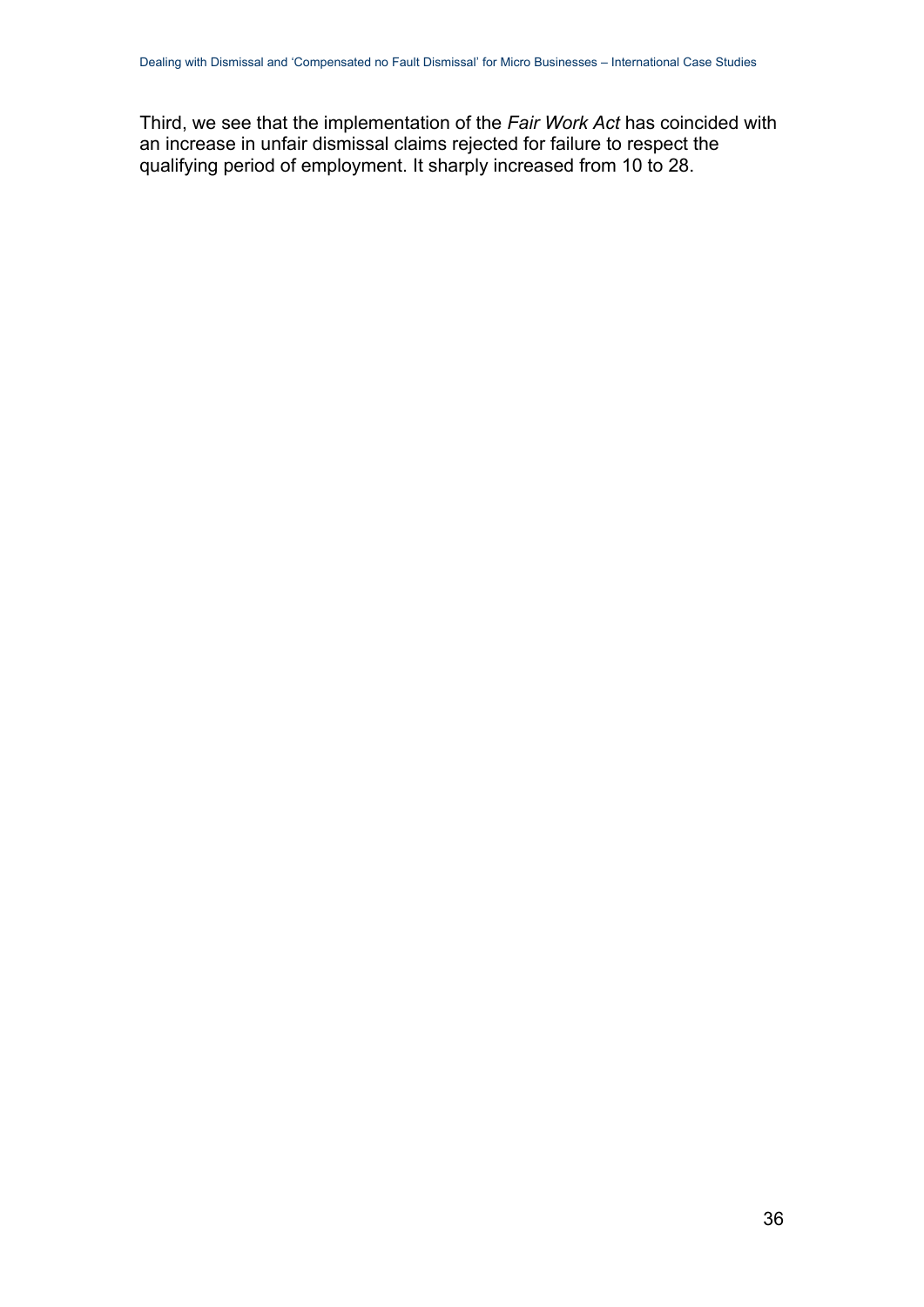Third, we see that the implementation of the *Fair Work Act* has coincided with an increase in unfair dismissal claims rejected for failure to respect the qualifying period of employment. It sharply increased from 10 to 28.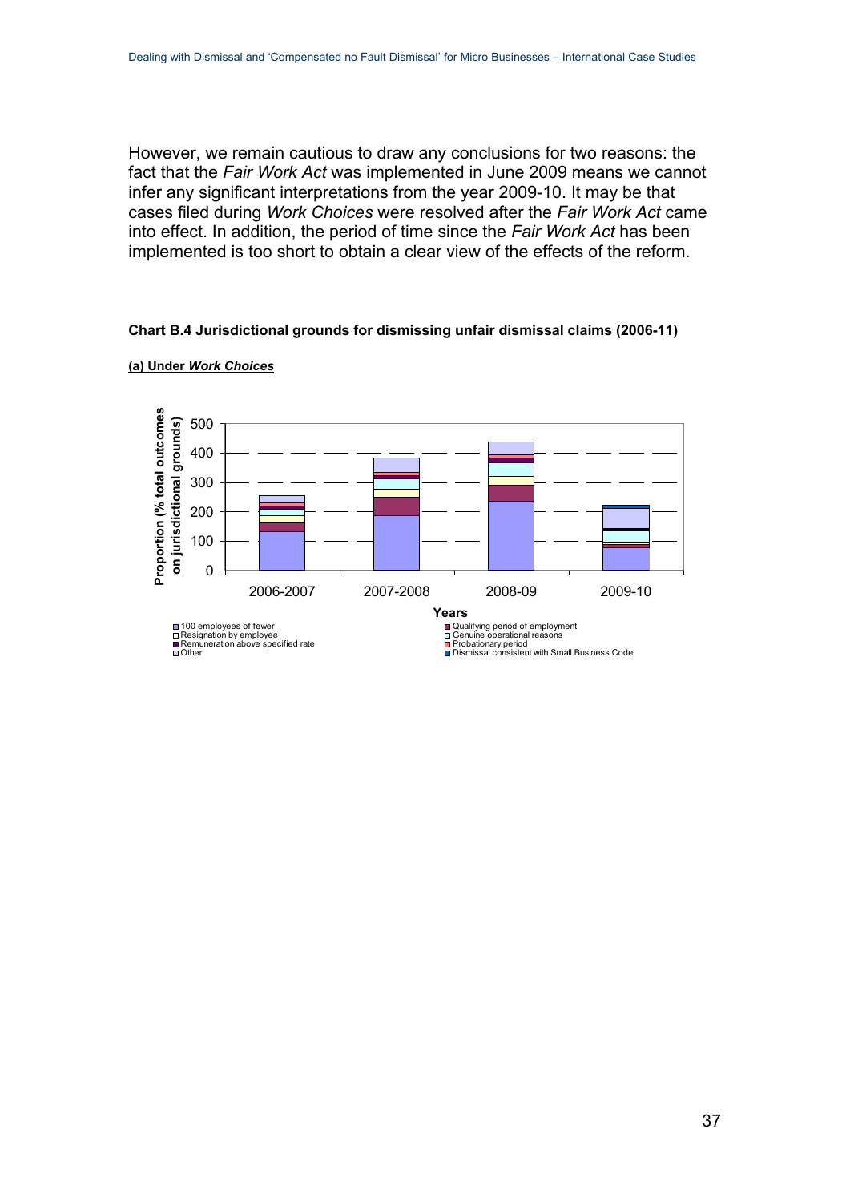However, we remain cautious to draw any conclusions for two reasons: the fact that the *Fair Work Act* was implemented in June 2009 means we cannot infer any significant interpretations from the year 2009-10. It may be that cases filed during *Work Choices* were resolved after the *Fair Work Act* came into effect. In addition, the period of time since the *Fair Work Act* has been implemented is too short to obtain a clear view of the effects of the reform.

**Chart B.4 Jurisdictional grounds for dismissing unfair dismissal claims (2006-11)**

**(a) Under *Work Choices***

Proportion (% total outcomes on jurisdictional grounds)

500
400
300
200
100
0

2006-2007 2007-2008 2008-09 2009-10

Years

- 100 employees of fewer
- Resignation by employee
- Remuneration above specified rate
- Other
- Qualifying period of employment
- Genuine operational reasons
- Probationary period
- Dismissal consistent with Small Business Code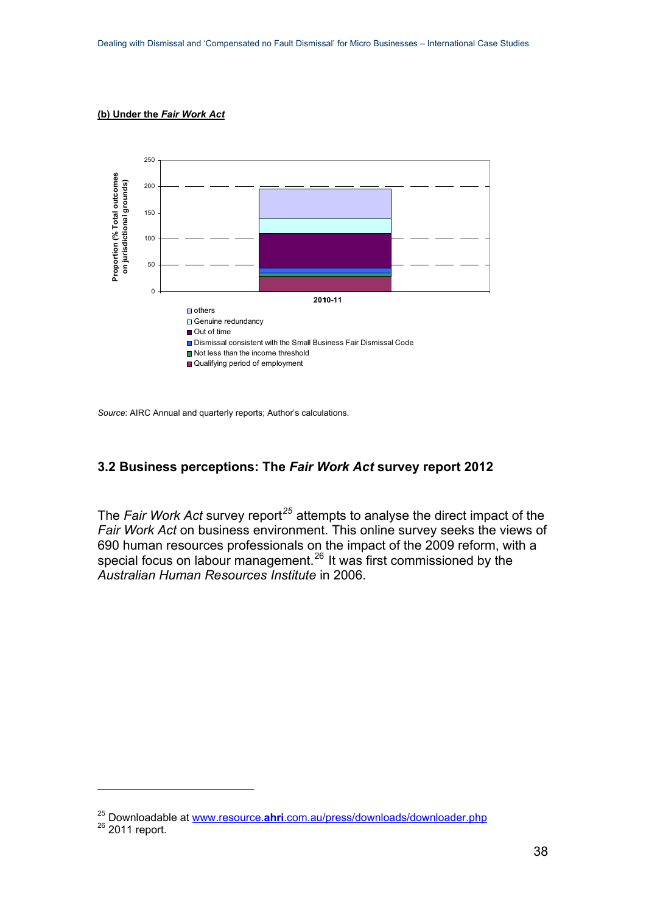**(b) Under the *Fair Work Act***

Proportion (% Total outcomes on jurisdictional grounds)

2010-11

- others
- Genuine redundancy
- Out of time
- Dismissal consistent with the Small Business Fair Dismissal Code
- Not less than the income threshold
- Qualifying period of employment

*Source*: AIRC Annual and quarterly reports; Author's calculations.

## 3.2 Business perceptions: The *Fair Work Act* survey report 2012

The *Fair Work Act* survey report[25] attempts to analyse the direct impact of the *Fair Work Act* on business environment. This online survey seeks the views of 690 human resources professionals on the impact of the 2009 reform, with a special focus on labour management.[26] It was first commissioned by the *Australian Human Resources Institute* in 2006.

---

[25] Downloadable at www.resource.ahri.com.au/press/downloads/downloader.php

[26] 2011 report.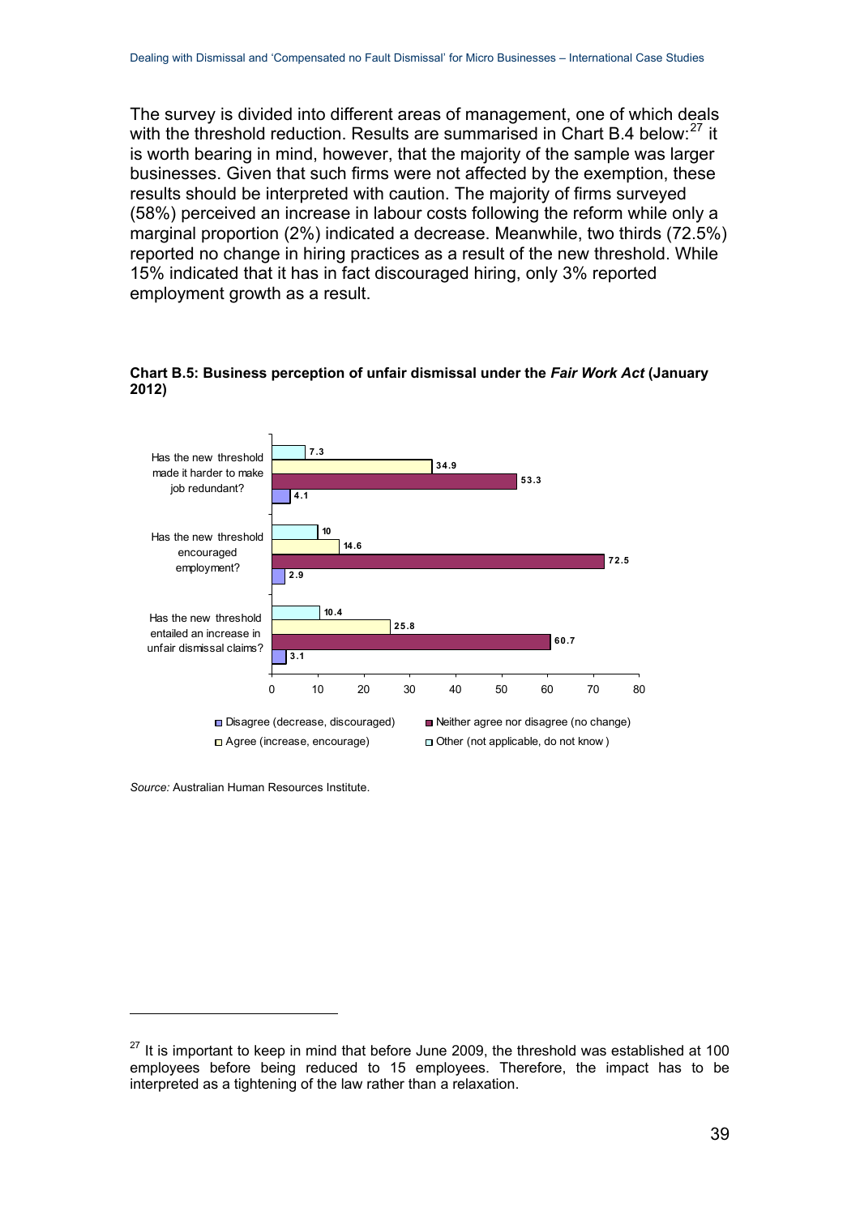The survey is divided into different areas of management, one of which deals with the threshold reduction. Results are summarised in Chart B.4 below:[27] it is worth bearing in mind, however, that the majority of the sample was larger businesses. Given that such firms were not affected by the exemption, these results should be interpreted with caution. The majority of firms surveyed (58%) perceived an increase in labour costs following the reform while only a marginal proportion (2%) indicated a decrease. Meanwhile, two thirds (72.5%) reported no change in hiring practices as a result of the new threshold. While 15% indicated that it has in fact discouraged hiring, only 3% reported employment growth as a result.

**Chart B.5: Business perception of unfair dismissal under the *Fair Work Act* (January 2012)**

| | Other (not applicable, do not know) | Agree (increase, encourage) | Neither agree nor disagree (no change) | Disagree (decrease, discouraged) |
|---|---|---|---|---|
| Has the new threshold made it harder to make job redundant? | 7.3 | 34.9 | 53.3 | 4.1 |
| Has the new threshold encouraged employment? | 10 | 14.6 | 72.5 | 2.9 |
| Has the new threshold entailed an increase in unfair dismissal claims? | 10.4 | 25.8 | 60.7 | 3.1 |

*Source:* Australian Human Resources Institute.

[27] It is important to keep in mind that before June 2009, the threshold was established at 100 employees before being reduced to 15 employees. Therefore, the impact has to be interpreted as a tightening of the law rather than a relaxation.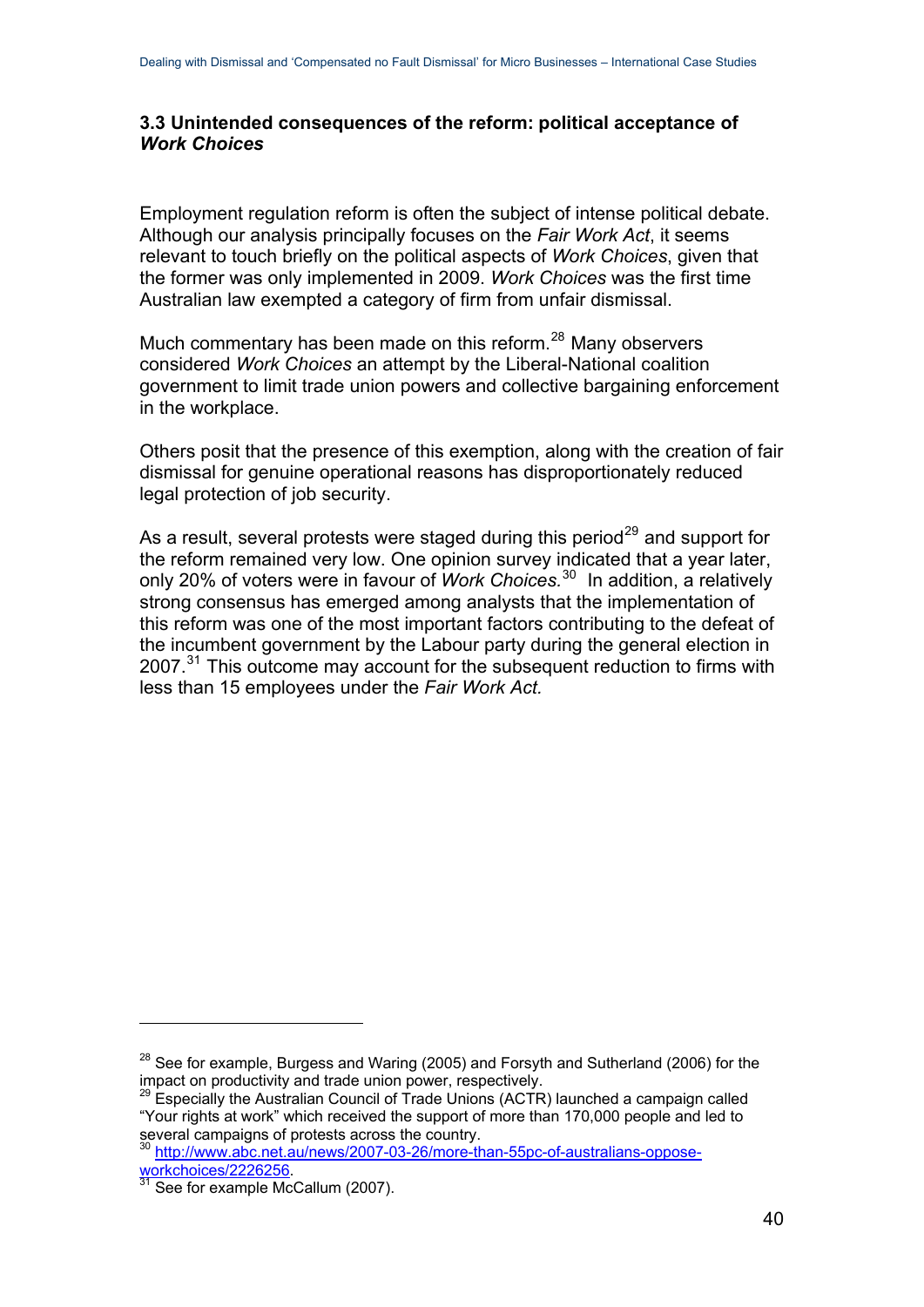### 3.3 Unintended consequences of the reform: political acceptance of *Work Choices*

Employment regulation reform is often the subject of intense political debate. Although our analysis principally focuses on the *Fair Work Act*, it seems relevant to touch briefly on the political aspects of *Work Choices*, given that the former was only implemented in 2009. *Work Choices* was the first time Australian law exempted a category of firm from unfair dismissal.

Much commentary has been made on this reform.[28] Many observers considered *Work Choices* an attempt by the Liberal-National coalition government to limit trade union powers and collective bargaining enforcement in the workplace.

Others posit that the presence of this exemption, along with the creation of fair dismissal for genuine operational reasons has disproportionately reduced legal protection of job security.

As a result, several protests were staged during this period[29] and support for the reform remained very low. One opinion survey indicated that a year later, only 20% of voters were in favour of *Work Choices.*[30] In addition, a relatively strong consensus has emerged among analysts that the implementation of this reform was one of the most important factors contributing to the defeat of the incumbent government by the Labour party during the general election in 2007.[31] This outcome may account for the subsequent reduction to firms with less than 15 employees under the *Fair Work Act.*

---

[28] See for example, Burgess and Waring (2005) and Forsyth and Sutherland (2006) for the impact on productivity and trade union power, respectively.

[29] Especially the Australian Council of Trade Unions (ACTR) launched a campaign called "Your rights at work" which received the support of more than 170,000 people and led to several campaigns of protests across the country.

[30] http://www.abc.net.au/news/2007-03-26/more-than-55pc-of-australians-oppose-workchoices/2226256.

[31] See for example McCallum (2007).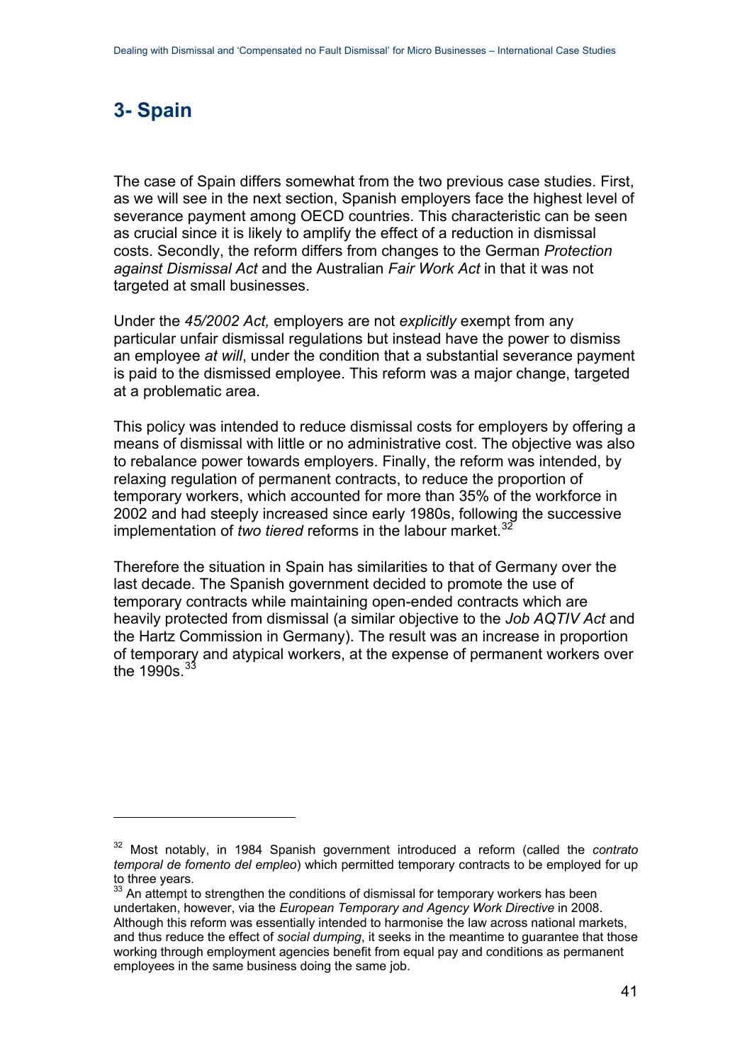## 3- Spain

The case of Spain differs somewhat from the two previous case studies. First, as we will see in the next section, Spanish employers face the highest level of severance payment among OECD countries. This characteristic can be seen as crucial since it is likely to amplify the effect of a reduction in dismissal costs. Secondly, the reform differs from changes to the German *Protection against Dismissal Act* and the Australian *Fair Work Act* in that it was not targeted at small businesses.

Under the *45/2002 Act,* employers are not *explicitly* exempt from any particular unfair dismissal regulations but instead have the power to dismiss an employee *at will*, under the condition that a substantial severance payment is paid to the dismissed employee. This reform was a major change, targeted at a problematic area.

This policy was intended to reduce dismissal costs for employers by offering a means of dismissal with little or no administrative cost. The objective was also to rebalance power towards employers. Finally, the reform was intended, by relaxing regulation of permanent contracts, to reduce the proportion of temporary workers, which accounted for more than 35% of the workforce in 2002 and had steeply increased since early 1980s, following the successive implementation of *two tiered* reforms in the labour market.[32]

Therefore the situation in Spain has similarities to that of Germany over the last decade. The Spanish government decided to promote the use of temporary contracts while maintaining open-ended contracts which are heavily protected from dismissal (a similar objective to the *Job AQTIV Act* and the Hartz Commission in Germany). The result was an increase in proportion of temporary and atypical workers, at the expense of permanent workers over the 1990s.[33]

---

[32] Most notably, in 1984 Spanish government introduced a reform (called the *contrato temporal de fomento del empleo*) which permitted temporary contracts to be employed for up to three years.

[33] An attempt to strengthen the conditions of dismissal for temporary workers has been undertaken, however, via the *European Temporary and Agency Work Directive* in 2008. Although this reform was essentially intended to harmonise the law across national markets, and thus reduce the effect of *social dumping*, it seeks in the meantime to guarantee that those working through employment agencies benefit from equal pay and conditions as permanent employees in the same business doing the same job.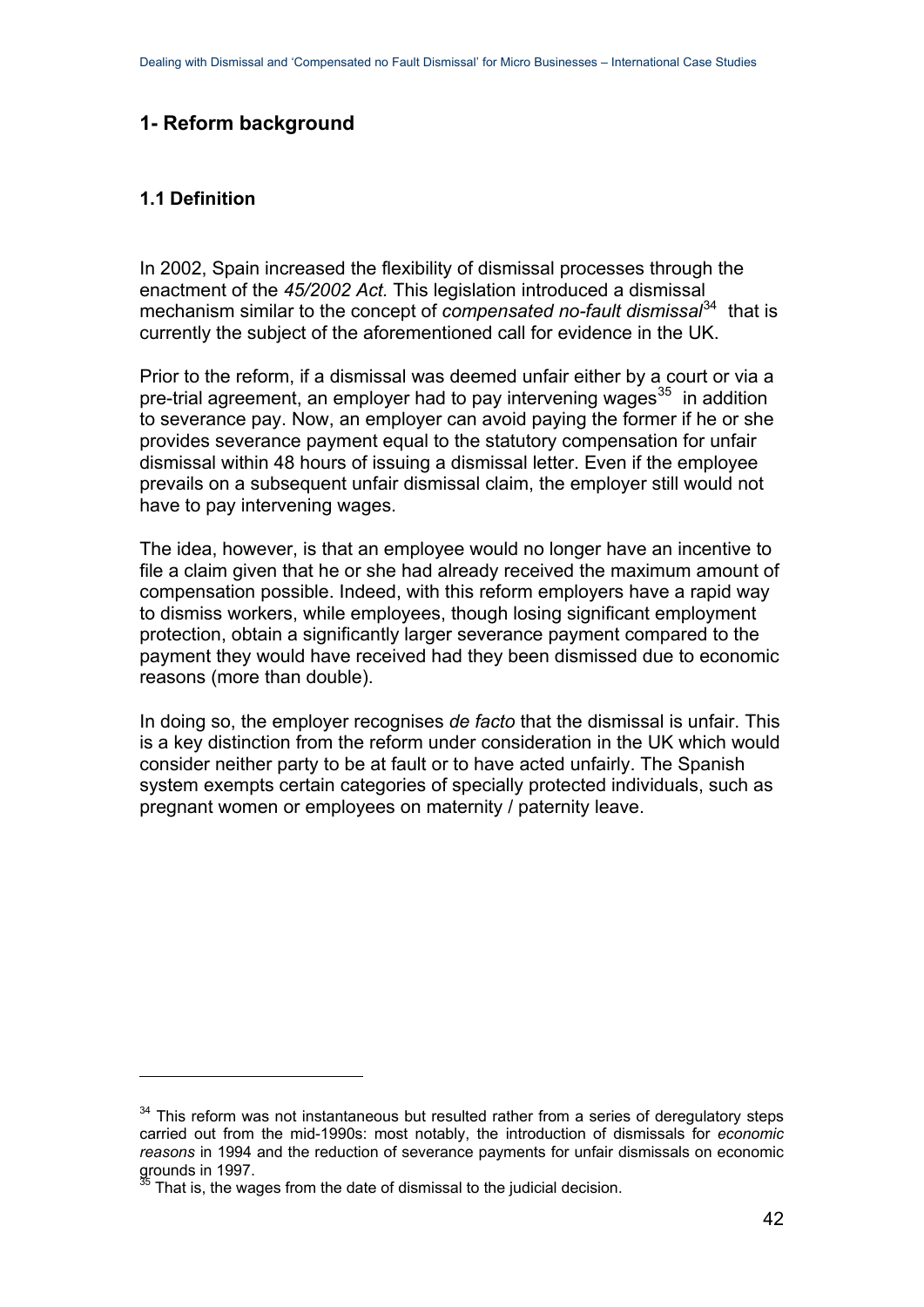## 1- Reform background

### 1.1 Definition

In 2002, Spain increased the flexibility of dismissal processes through the enactment of the *45/2002 Act*. This legislation introduced a dismissal mechanism similar to the concept of *compensated no-fault dismissal*[34] that is currently the subject of the aforementioned call for evidence in the UK.

Prior to the reform, if a dismissal was deemed unfair either by a court or via a pre-trial agreement, an employer had to pay intervening wages[35] in addition to severance pay. Now, an employer can avoid paying the former if he or she provides severance payment equal to the statutory compensation for unfair dismissal within 48 hours of issuing a dismissal letter. Even if the employee prevails on a subsequent unfair dismissal claim, the employer still would not have to pay intervening wages.

The idea, however, is that an employee would no longer have an incentive to file a claim given that he or she had already received the maximum amount of compensation possible. Indeed, with this reform employers have a rapid way to dismiss workers, while employees, though losing significant employment protection, obtain a significantly larger severance payment compared to the payment they would have received had they been dismissed due to economic reasons (more than double).

In doing so, the employer recognises *de facto* that the dismissal is unfair. This is a key distinction from the reform under consideration in the UK which would consider neither party to be at fault or to have acted unfairly. The Spanish system exempts certain categories of specially protected individuals, such as pregnant women or employees on maternity / paternity leave.

---

[34] This reform was not instantaneous but resulted rather from a series of deregulatory steps carried out from the mid-1990s: most notably, the introduction of dismissals for *economic reasons* in 1994 and the reduction of severance payments for unfair dismissals on economic grounds in 1997.

[35] That is, the wages from the date of dismissal to the judicial decision.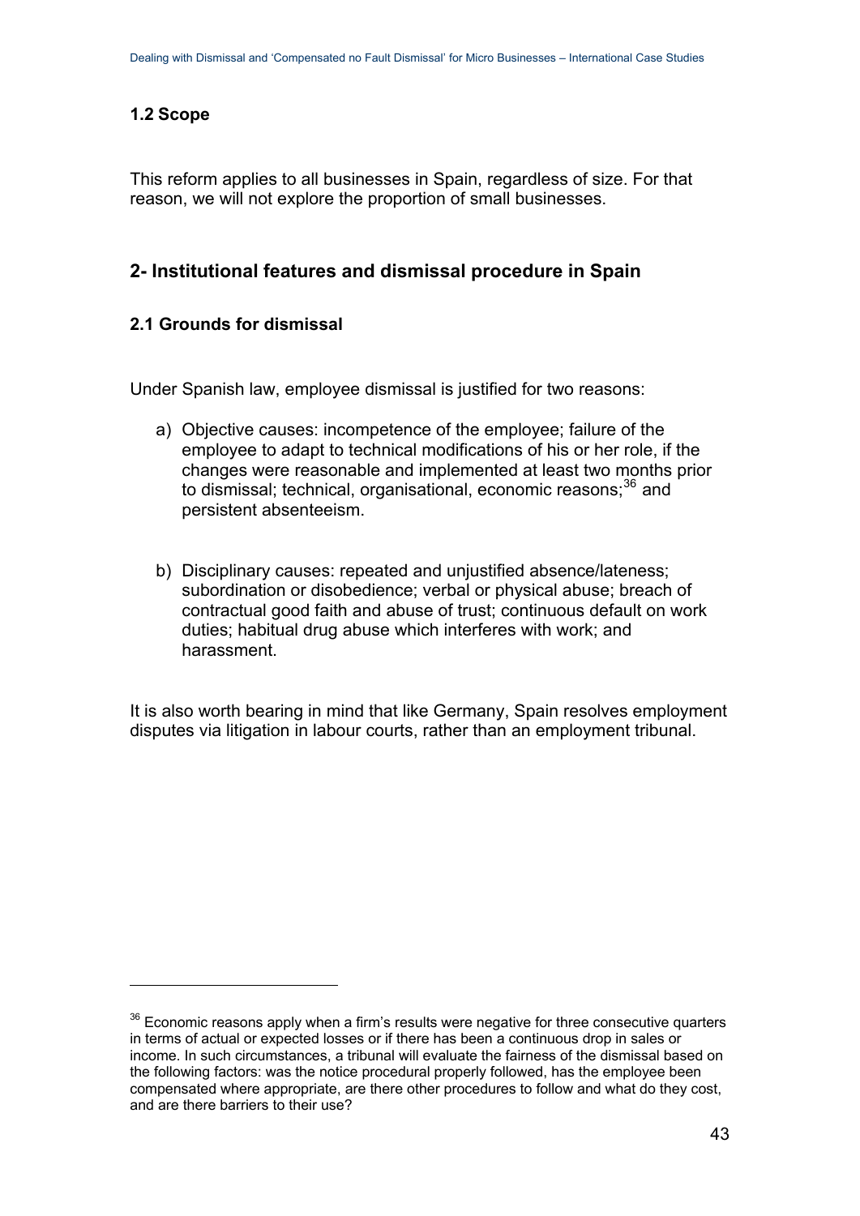### 1.2 Scope

This reform applies to all businesses in Spain, regardless of size. For that reason, we will not explore the proportion of small businesses.

## 2- Institutional features and dismissal procedure in Spain

### 2.1 Grounds for dismissal

Under Spanish law, employee dismissal is justified for two reasons:

a) Objective causes: incompetence of the employee; failure of the employee to adapt to technical modifications of his or her role, if the changes were reasonable and implemented at least two months prior to dismissal; technical, organisational, economic reasons;[36] and persistent absenteeism.

b) Disciplinary causes: repeated and unjustified absence/lateness; subordination or disobedience; verbal or physical abuse; breach of contractual good faith and abuse of trust; continuous default on work duties; habitual drug abuse which interferes with work; and harassment.

It is also worth bearing in mind that like Germany, Spain resolves employment disputes via litigation in labour courts, rather than an employment tribunal.

---

[36] Economic reasons apply when a firm's results were negative for three consecutive quarters in terms of actual or expected losses or if there has been a continuous drop in sales or income. In such circumstances, a tribunal will evaluate the fairness of the dismissal based on the following factors: was the notice procedural properly followed, has the employee been compensated where appropriate, are there other procedures to follow and what do they cost, and are there barriers to their use?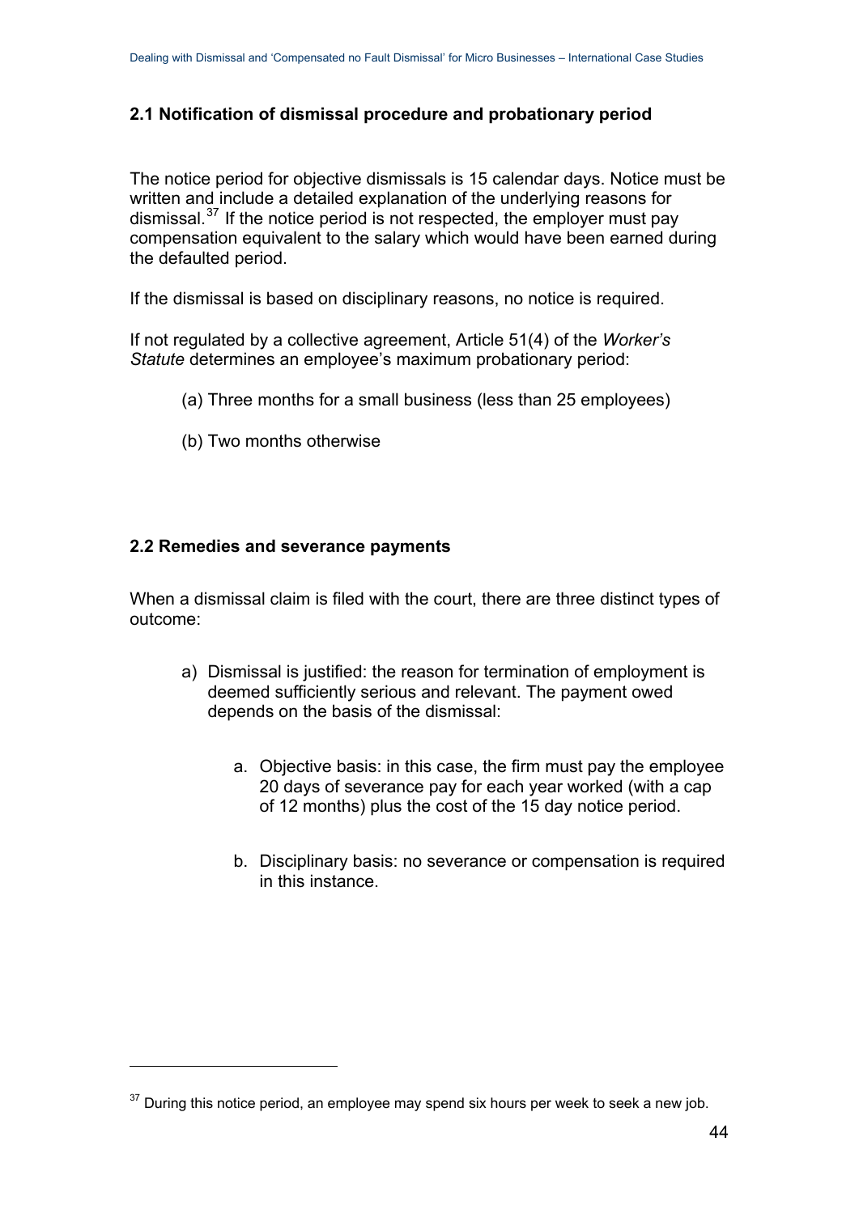## 2.1 Notification of dismissal procedure and probationary period

The notice period for objective dismissals is 15 calendar days. Notice must be written and include a detailed explanation of the underlying reasons for dismissal.[37] If the notice period is not respected, the employer must pay compensation equivalent to the salary which would have been earned during the defaulted period.

If the dismissal is based on disciplinary reasons, no notice is required.

If not regulated by a collective agreement, Article 51(4) of the *Worker's Statute* determines an employee's maximum probationary period:

(a) Three months for a small business (less than 25 employees)

(b) Two months otherwise

## 2.2 Remedies and severance payments

When a dismissal claim is filed with the court, there are three distinct types of outcome:

a) Dismissal is justified: the reason for termination of employment is deemed sufficiently serious and relevant. The payment owed depends on the basis of the dismissal:

   a. Objective basis: in this case, the firm must pay the employee 20 days of severance pay for each year worked (with a cap of 12 months) plus the cost of the 15 day notice period.

   b. Disciplinary basis: no severance or compensation is required in this instance.

---

[37] During this notice period, an employee may spend six hours per week to seek a new job.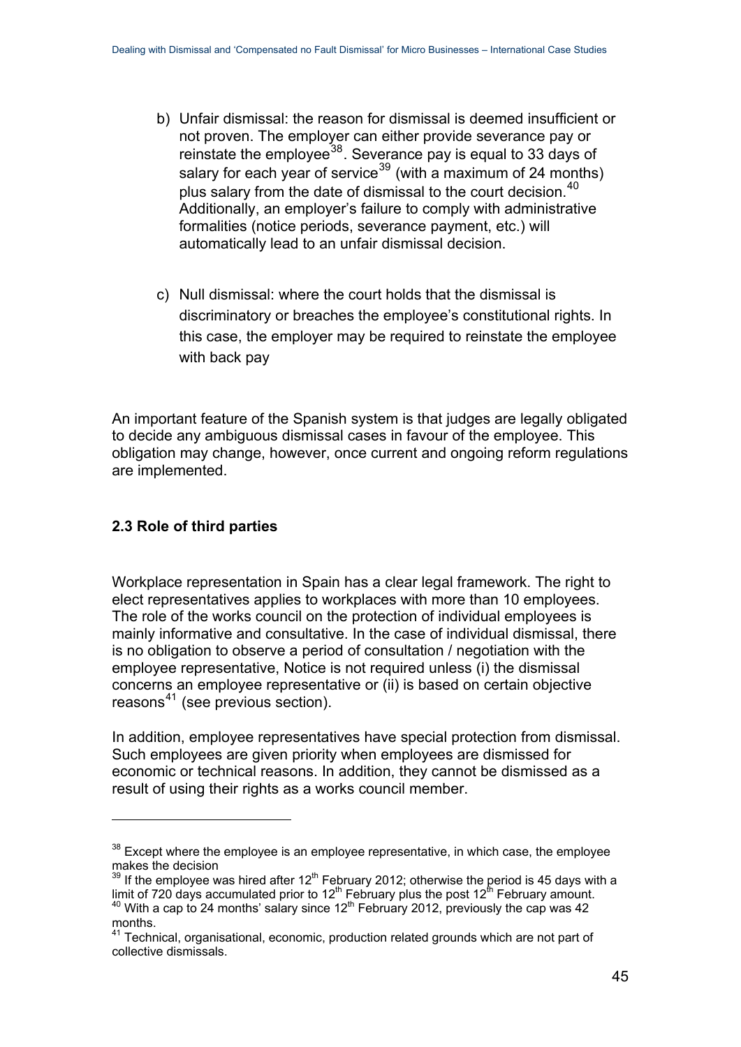b) Unfair dismissal: the reason for dismissal is deemed insufficient or not proven. The employer can either provide severance pay or reinstate the employee[38]. Severance pay is equal to 33 days of salary for each year of service[39] (with a maximum of 24 months) plus salary from the date of dismissal to the court decision.[40] Additionally, an employer's failure to comply with administrative formalities (notice periods, severance payment, etc.) will automatically lead to an unfair dismissal decision.

c) Null dismissal: where the court holds that the dismissal is discriminatory or breaches the employee's constitutional rights. In this case, the employer may be required to reinstate the employee with back pay

An important feature of the Spanish system is that judges are legally obligated to decide any ambiguous dismissal cases in favour of the employee. This obligation may change, however, once current and ongoing reform regulations are implemented.

### 2.3 Role of third parties

Workplace representation in Spain has a clear legal framework. The right to elect representatives applies to workplaces with more than 10 employees. The role of the works council on the protection of individual employees is mainly informative and consultative. In the case of individual dismissal, there is no obligation to observe a period of consultation / negotiation with the employee representative, Notice is not required unless (i) the dismissal concerns an employee representative or (ii) is based on certain objective reasons[41] (see previous section).

In addition, employee representatives have special protection from dismissal. Such employees are given priority when employees are dismissed for economic or technical reasons. In addition, they cannot be dismissed as a result of using their rights as a works council member.

---

[38] Except where the employee is an employee representative, in which case, the employee makes the decision

[39] If the employee was hired after 12th February 2012; otherwise the period is 45 days with a limit of 720 days accumulated prior to 12th February plus the post 12th February amount.

[40] With a cap to 24 months' salary since 12th February 2012, previously the cap was 42 months.

[41] Technical, organisational, economic, production related grounds which are not part of collective dismissals.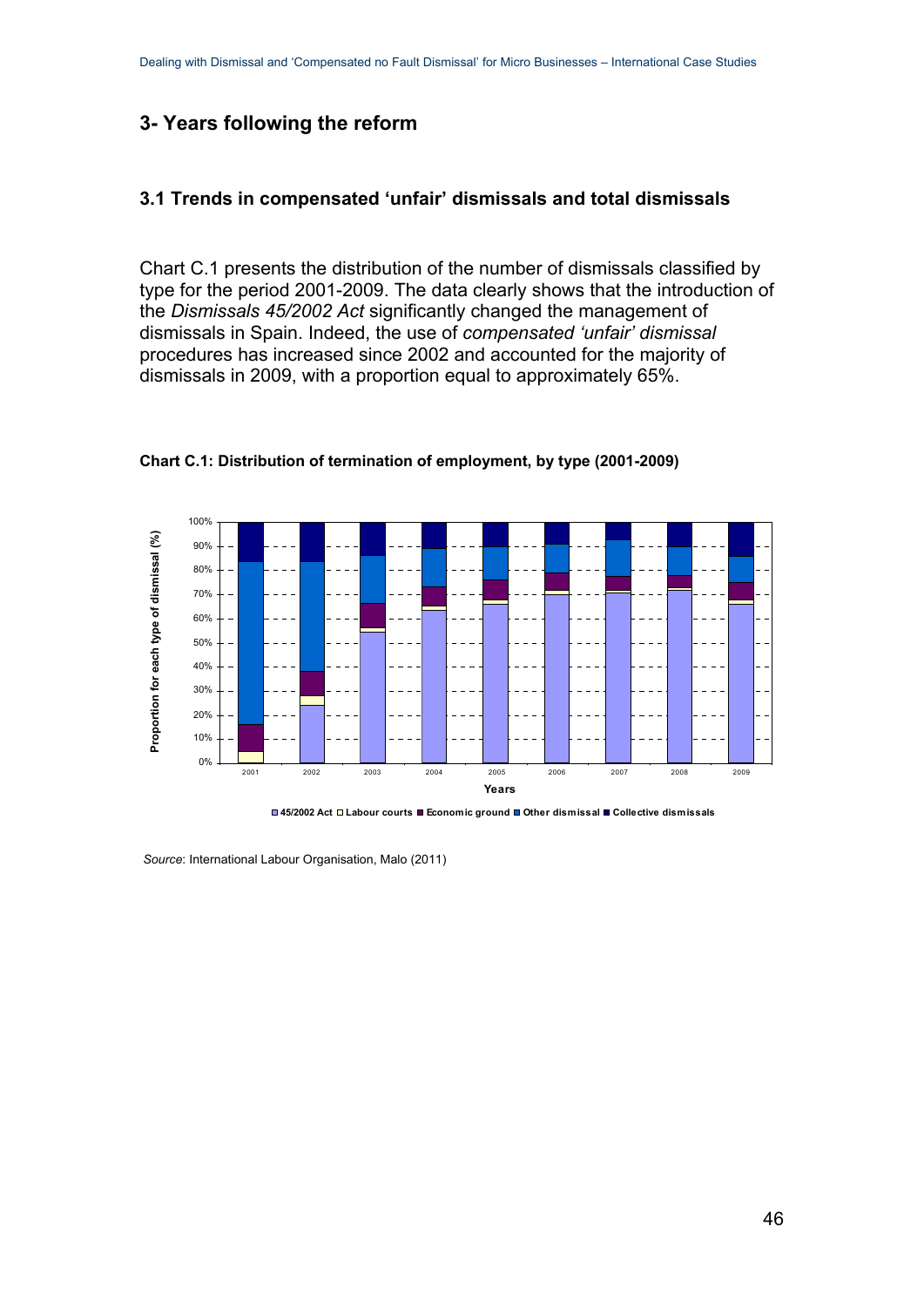## 3- Years following the reform

### 3.1 Trends in compensated 'unfair' dismissals and total dismissals

Chart C.1 presents the distribution of the number of dismissals classified by type for the period 2001-2009. The data clearly shows that the introduction of the *Dismissals 45/2002 Act* significantly changed the management of dismissals in Spain. Indeed, the use of *compensated 'unfair' dismissal* procedures has increased since 2002 and accounted for the majority of dismissals in 2009, with a proportion equal to approximately 65%.

**Chart C.1: Distribution of termination of employment, by type (2001-2009)**

*Source*: International Labour Organisation, Malo (2011)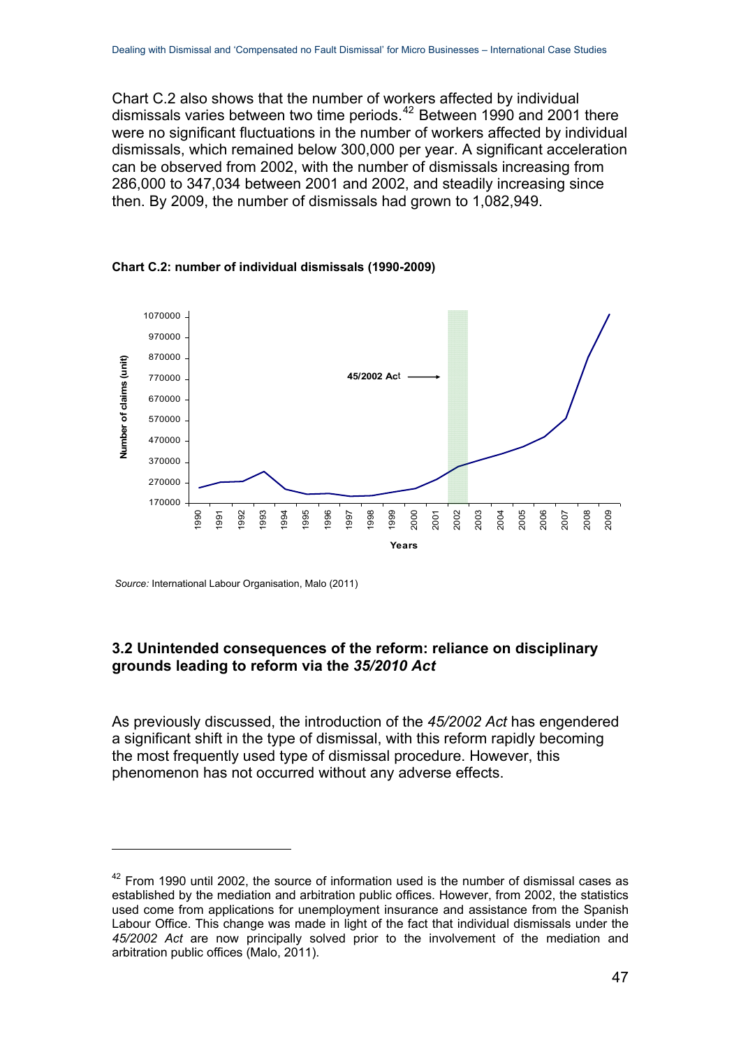Chart C.2 also shows that the number of workers affected by individual dismissals varies between two time periods.[42] Between 1990 and 2001 there were no significant fluctuations in the number of workers affected by individual dismissals, which remained below 300,000 per year. A significant acceleration can be observed from 2002, with the number of dismissals increasing from 286,000 to 347,034 between 2001 and 2002, and steadily increasing since then. By 2009, the number of dismissals had grown to 1,082,949.

**Chart C.2: number of individual dismissals (1990-2009)**

*Source:* International Labour Organisation, Malo (2011)

### 3.2 Unintended consequences of the reform: reliance on disciplinary grounds leading to reform via the *35/2010 Act*

As previously discussed, the introduction of the *45/2002 Act* has engendered a significant shift in the type of dismissal, with this reform rapidly becoming the most frequently used type of dismissal procedure. However, this phenomenon has not occurred without any adverse effects.

[42] From 1990 until 2002, the source of information used is the number of dismissal cases as established by the mediation and arbitration public offices. However, from 2002, the statistics used come from applications for unemployment insurance and assistance from the Spanish Labour Office. This change was made in light of the fact that individual dismissals under the *45/2002 Act* are now principally solved prior to the involvement of the mediation and arbitration public offices (Malo, 2011).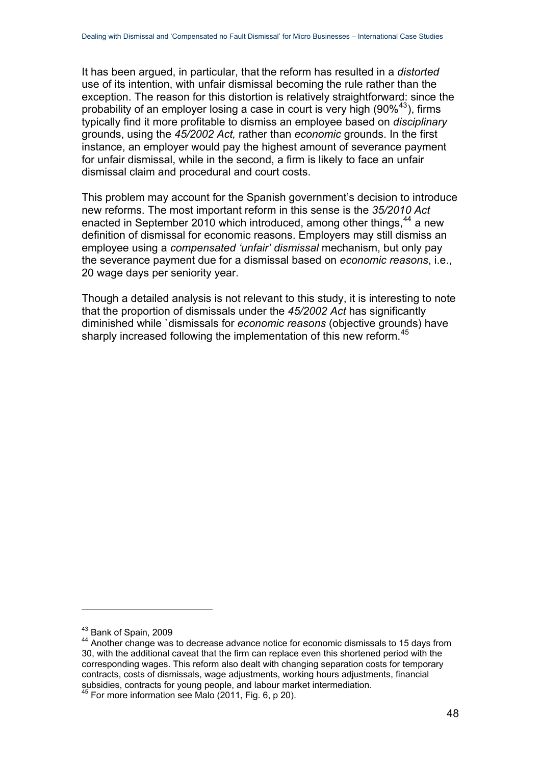It has been argued, in particular, that the reform has resulted in a *distorted* use of its intention, with unfair dismissal becoming the rule rather than the exception. The reason for this distortion is relatively straightforward: since the probability of an employer losing a case in court is very high (90%[43]), firms typically find it more profitable to dismiss an employee based on *disciplinary* grounds, using the *45/2002 Act,* rather than *economic* grounds. In the first instance, an employer would pay the highest amount of severance payment for unfair dismissal, while in the second, a firm is likely to face an unfair dismissal claim and procedural and court costs.

This problem may account for the Spanish government's decision to introduce new reforms. The most important reform in this sense is the *35/2010 Act* enacted in September 2010 which introduced, among other things,[44] a new definition of dismissal for economic reasons. Employers may still dismiss an employee using a *compensated 'unfair' dismissal* mechanism, but only pay the severance payment due for a dismissal based on *economic reasons*, i.e., 20 wage days per seniority year.

Though a detailed analysis is not relevant to this study, it is interesting to note that the proportion of dismissals under the *45/2002 Act* has significantly diminished while `dismissals for *economic reasons* (objective grounds) have sharply increased following the implementation of this new reform.[45]

---

[43] Bank of Spain, 2009

[44] Another change was to decrease advance notice for economic dismissals to 15 days from 30, with the additional caveat that the firm can replace even this shortened period with the corresponding wages. This reform also dealt with changing separation costs for temporary contracts, costs of dismissals, wage adjustments, working hours adjustments, financial subsidies, contracts for young people, and labour market intermediation.

[45] For more information see Malo (2011, Fig. 6, p 20).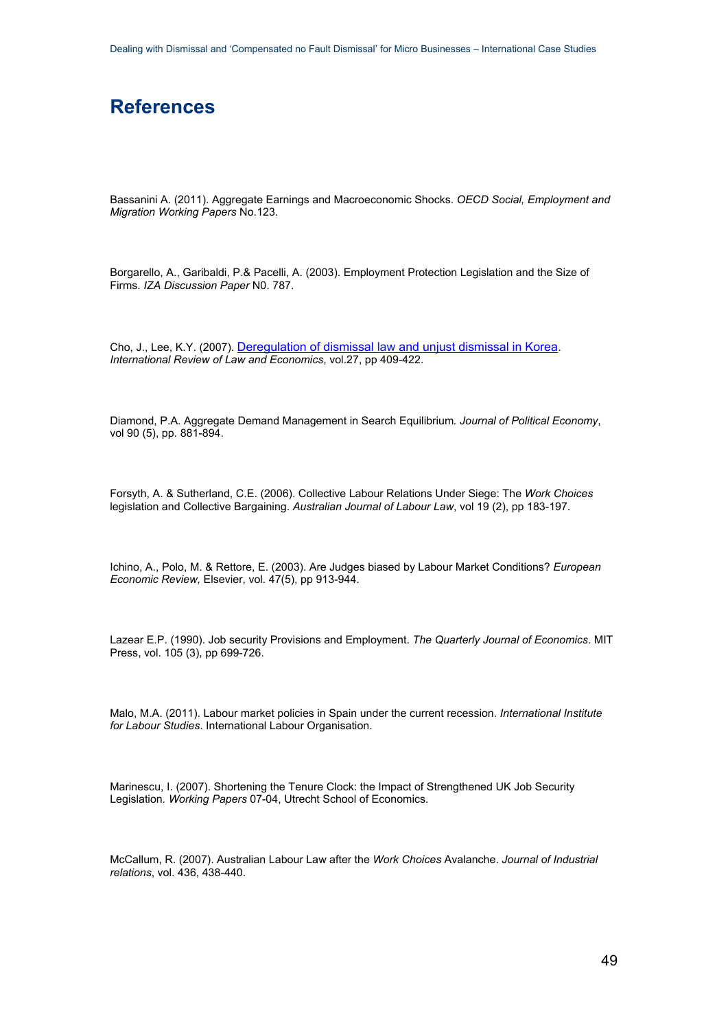# References

Bassanini A. (2011). Aggregate Earnings and Macroeconomic Shocks. *OECD Social, Employment and Migration Working Papers* No.123.

Borgarello, A., Garibaldi, P.& Pacelli, A. (2003). Employment Protection Legislation and the Size of Firms. *IZA Discussion Paper* N0. 787.

Cho, J., Lee, K.Y. (2007). Deregulation of dismissal law and unjust dismissal in Korea. *International Review of Law and Economics*, vol.27, pp 409-422.

Diamond, P.A. Aggregate Demand Management in Search Equilibrium*. Journal of Political Economy*, vol 90 (5), pp. 881-894.

Forsyth, A. & Sutherland, C.E. (2006). Collective Labour Relations Under Siege: The *Work Choices* legislation and Collective Bargaining. *Australian Journal of Labour Law*, vol 19 (2), pp 183-197.

Ichino, A., Polo, M. & Rettore, E. (2003). Are Judges biased by Labour Market Conditions? *European Economic Review,* Elsevier, vol. 47(5), pp 913-944.

Lazear E.P. (1990). Job security Provisions and Employment. *The Quarterly Journal of Economics*. MIT Press, vol. 105 (3), pp 699-726.

Malo, M.A. (2011). Labour market policies in Spain under the current recession. *International Institute for Labour Studies*. International Labour Organisation.

Marinescu, I. (2007). Shortening the Tenure Clock: the Impact of Strengthened UK Job Security Legislation*. Working Papers* 07-04, Utrecht School of Economics.

McCallum, R. (2007). Australian Labour Law after the *Work Choices* Avalanche. *Journal of Industrial relations*, vol. 436, 438-440.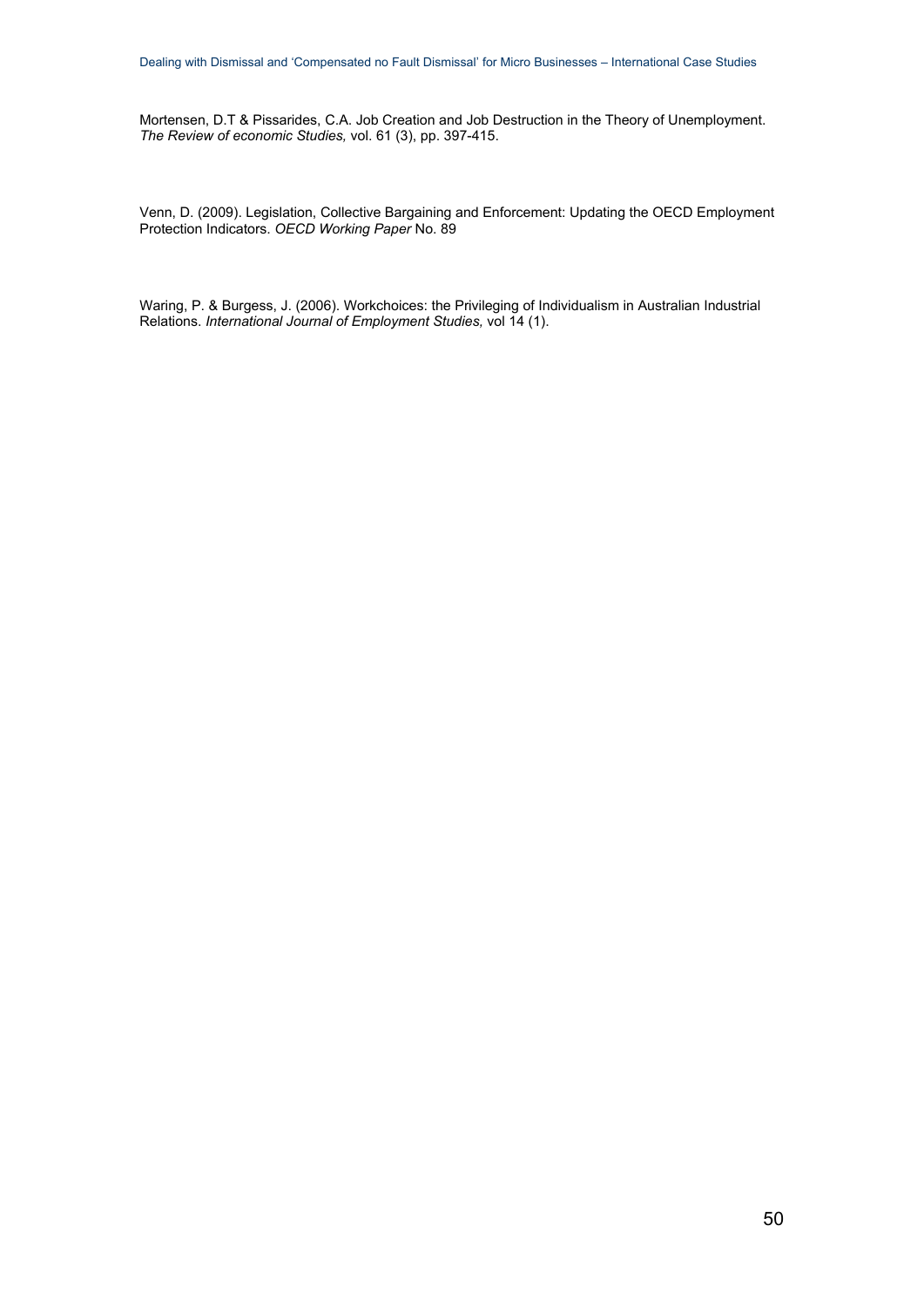Mortensen, D.T & Pissarides, C.A. Job Creation and Job Destruction in the Theory of Unemployment. *The Review of economic Studies,* vol. 61 (3), pp. 397-415.

Venn, D. (2009). Legislation, Collective Bargaining and Enforcement: Updating the OECD Employment Protection Indicators. *OECD Working Paper* No. 89

Waring, P. & Burgess, J. (2006). Workchoices: the Privileging of Individualism in Australian Industrial Relations. *International Journal of Employment Studies,* vol 14 (1).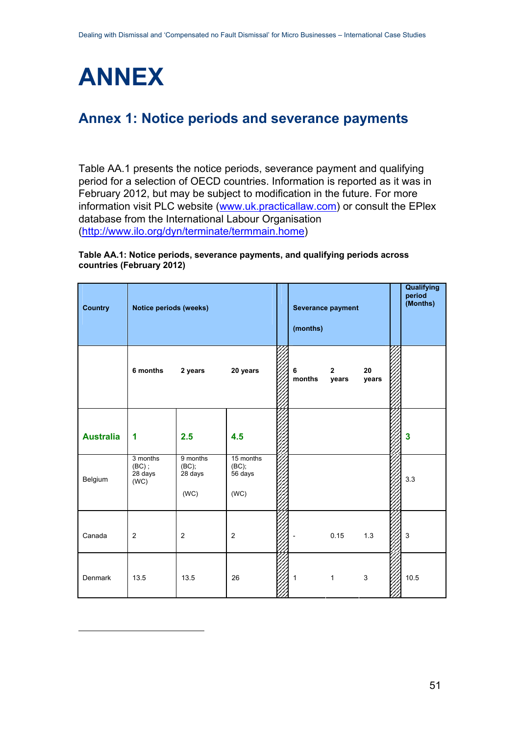# ANNEX

## Annex 1: Notice periods and severance payments

Table AA.1 presents the notice periods, severance payment and qualifying period for a selection of OECD countries. Information is reported as it was in February 2012, but may be subject to modification in the future. For more information visit PLC website (www.uk.practicallaw.com) or consult the EPlex database from the International Labour Organisation (http://www.ilo.org/dyn/terminate/termmain.home)

**Table AA.1: Notice periods, severance payments, and qualifying periods across countries (February 2012)**

| Country | Notice periods (weeks) | | | Severance payment (months) | | | Qualifying period (Months) |
|---|---|---|---|---|---|---|---|
| | 6 months | 2 years | 20 years | 6 months | 2 years | 20 years | |
| Australia | 1 | 2.5 | 4.5 | | | | 3 |
| Belgium | 3 months (BC) ; 28 days (WC) | 9 months (BC); 28 days (WC) | 15 months (BC); 56 days (WC) | | | | 3.3 |
| Canada | 2 | 2 | 2 | - | 0.15 | 1.3 | 3 |
| Denmark | 13.5 | 13.5 | 26 | 1 | 1 | 3 | 10.5 |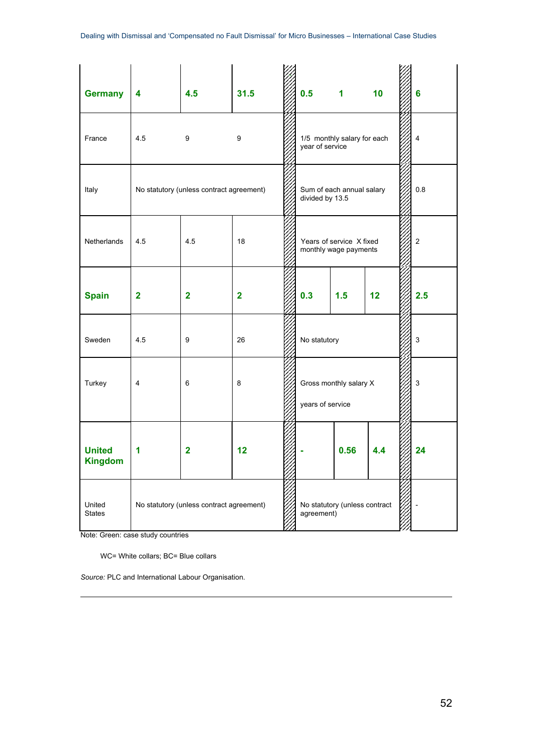| | | | | | | | |
|---|---|---|---|---|---|---|---|
| **Germany** | **4** | **4.5** | **31.5** | **0.5** | **1** | **10** | **6** |
| France | 4.5 | 9 | 9 | 1/5 monthly salary for each year of service | | | 4 |
| Italy | No statutory (unless contract agreement) | | | Sum of each annual salary divided by 13.5 | | | 0.8 |
| Netherlands | 4.5 | 4.5 | 18 | Years of service X fixed monthly wage payments | | | 2 |
| **Spain** | **2** | **2** | **2** | **0.3** | **1.5** | **12** | **2.5** |
| Sweden | 4.5 | 9 | 26 | No statutory | | | 3 |
| Turkey | 4 | 6 | 8 | Gross monthly salary X years of service | | | 3 |
| **United Kingdom** | **1** | **2** | **12** | **-** | **0.56** | **4.4** | **24** |
| United States | No statutory (unless contract agreement) | | | No statutory (unless contract agreement) | | | - |

Note: Green: case study countries

WC= White collars; BC= Blue collars

*Source:* PLC and International Labour Organisation.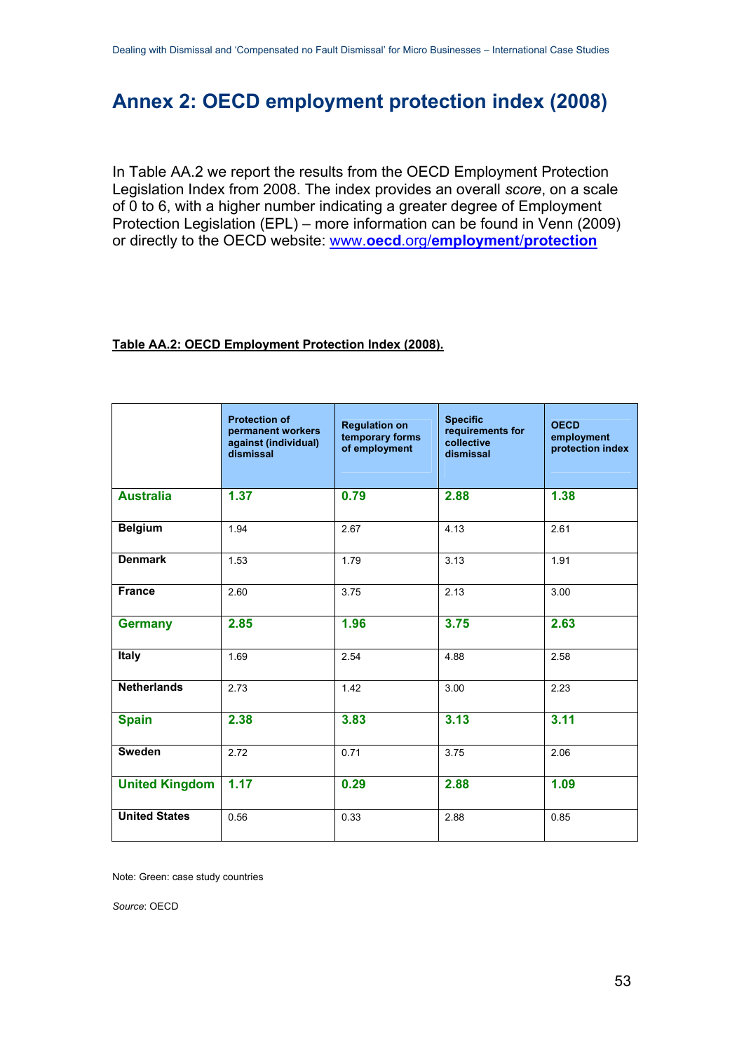# Annex 2: OECD employment protection index (2008)

In Table AA.2 we report the results from the OECD Employment Protection Legislation Index from 2008. The index provides an overall *score*, on a scale of 0 to 6, with a higher number indicating a greater degree of Employment Protection Legislation (EPL) – more information can be found in Venn (2009) or directly to the OECD website: [www.oecd.org/employment/protection](http://www.oecd.org/employment/protection)

**Table AA.2: OECD Employment Protection Index (2008).**

| | Protection of permanent workers against (individual) dismissal | Regulation on temporary forms of employment | Specific requirements for collective dismissal | OECD employment protection index |
|---|---|---|---|---|
| **Australia** | **1.37** | **0.79** | **2.88** | **1.38** |
| **Belgium** | 1.94 | 2.67 | 4.13 | 2.61 |
| **Denmark** | 1.53 | 1.79 | 3.13 | 1.91 |
| **France** | 2.60 | 3.75 | 2.13 | 3.00 |
| **Germany** | **2.85** | **1.96** | **3.75** | **2.63** |
| **Italy** | 1.69 | 2.54 | 4.88 | 2.58 |
| **Netherlands** | 2.73 | 1.42 | 3.00 | 2.23 |
| **Spain** | **2.38** | **3.83** | **3.13** | **3.11** |
| **Sweden** | 2.72 | 0.71 | 3.75 | 2.06 |
| **United Kingdom** | **1.17** | **0.29** | **2.88** | **1.09** |
| **United States** | 0.56 | 0.33 | 2.88 | 0.85 |

Note: Green: case study countries

*Source*: OECD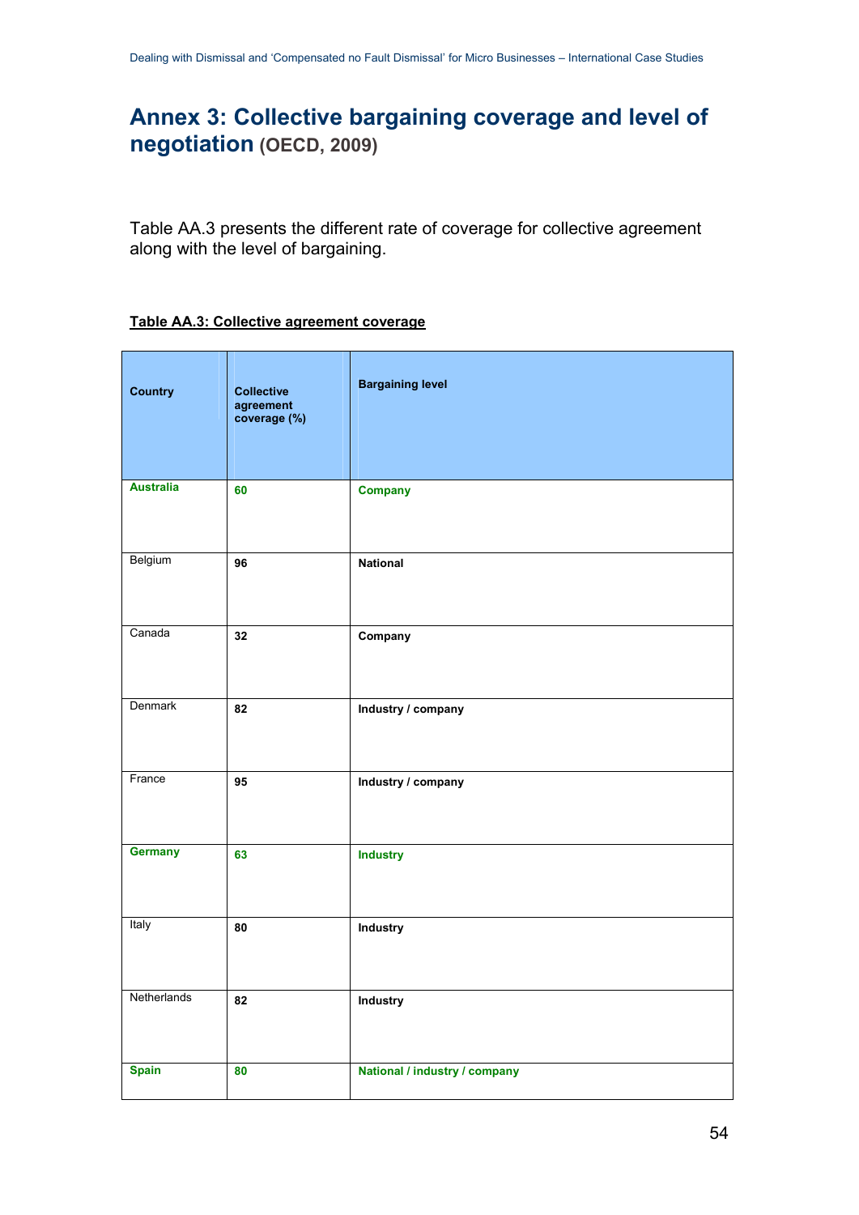# Annex 3: Collective bargaining coverage and level of negotiation (OECD, 2009)

Table AA.3 presents the different rate of coverage for collective agreement along with the level of bargaining.

**Table AA.3: Collective agreement coverage**

| Country | Collective agreement coverage (%) | Bargaining level |
|---|---|---|
| **Australia** | **60** | **Company** |
| Belgium | **96** | **National** |
| Canada | **32** | **Company** |
| Denmark | **82** | **Industry / company** |
| France | **95** | **Industry / company** |
| **Germany** | **63** | **Industry** |
| Italy | **80** | **Industry** |
| Netherlands | **82** | **Industry** |
| **Spain** | **80** | **National / industry / company** |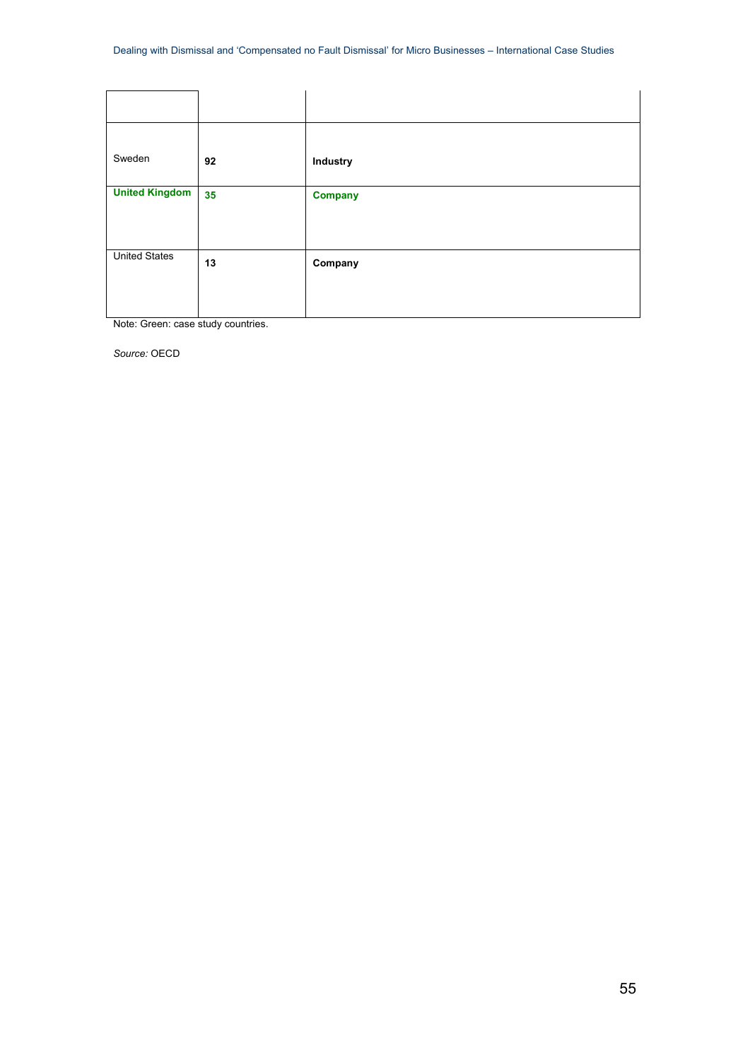| | | |
|---|---|---|
| Sweden | **92** | **Industry** |
| **United Kingdom** | **35** | **Company** |
| United States | **13** | **Company** |

Note: Green: case study countries.

*Source:* OECD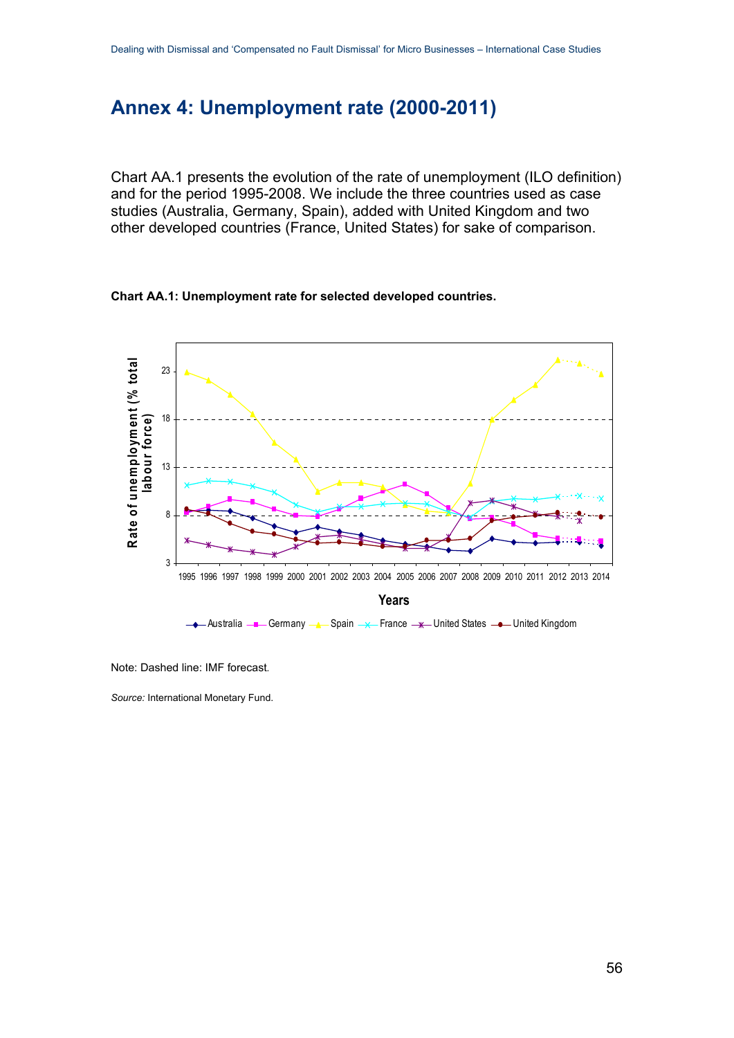# Annex 4: Unemployment rate (2000-2011)

Chart AA.1 presents the evolution of the rate of unemployment (ILO definition) and for the period 1995-2008. We include the three countries used as case studies (Australia, Germany, Spain), added with United Kingdom and two other developed countries (France, United States) for sake of comparison.

**Chart AA.1: Unemployment rate for selected developed countries.**

Note: Dashed line: IMF forecast.

*Source:* International Monetary Fund.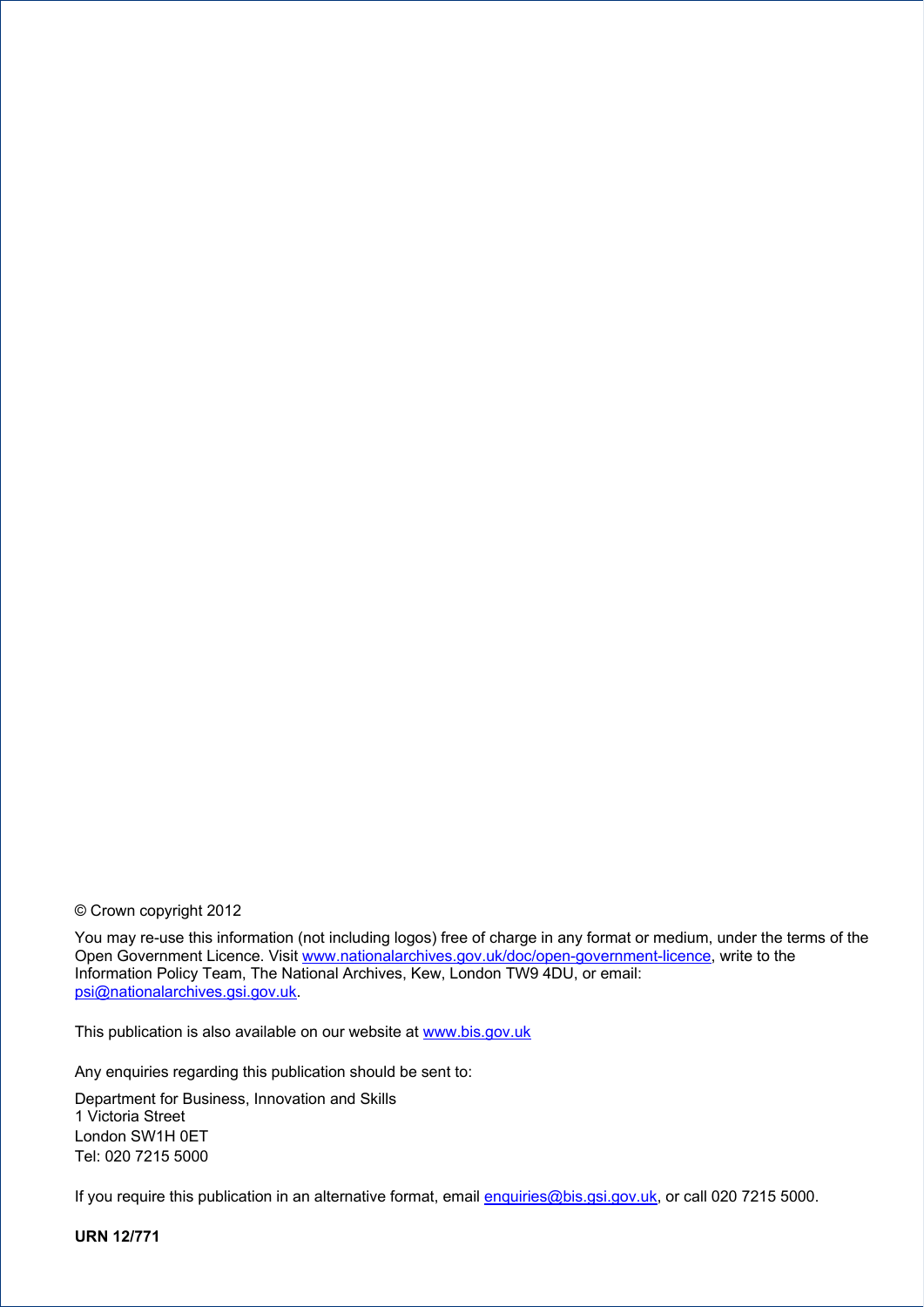© Crown copyright 2012

You may re-use this information (not including logos) free of charge in any format or medium, under the terms of the Open Government Licence. Visit www.nationalarchives.gov.uk/doc/open-government-licence, write to the Information Policy Team, The National Archives, Kew, London TW9 4DU, or email: psi@nationalarchives.gsi.gov.uk.

This publication is also available on our website at www.bis.gov.uk

Any enquiries regarding this publication should be sent to:

Department for Business, Innovation and Skills
1 Victoria Street
London SW1H 0ET
Tel: 020 7215 5000

If you require this publication in an alternative format, email enquiries@bis.gsi.gov.uk, or call 020 7215 5000.

**URN 12/771**